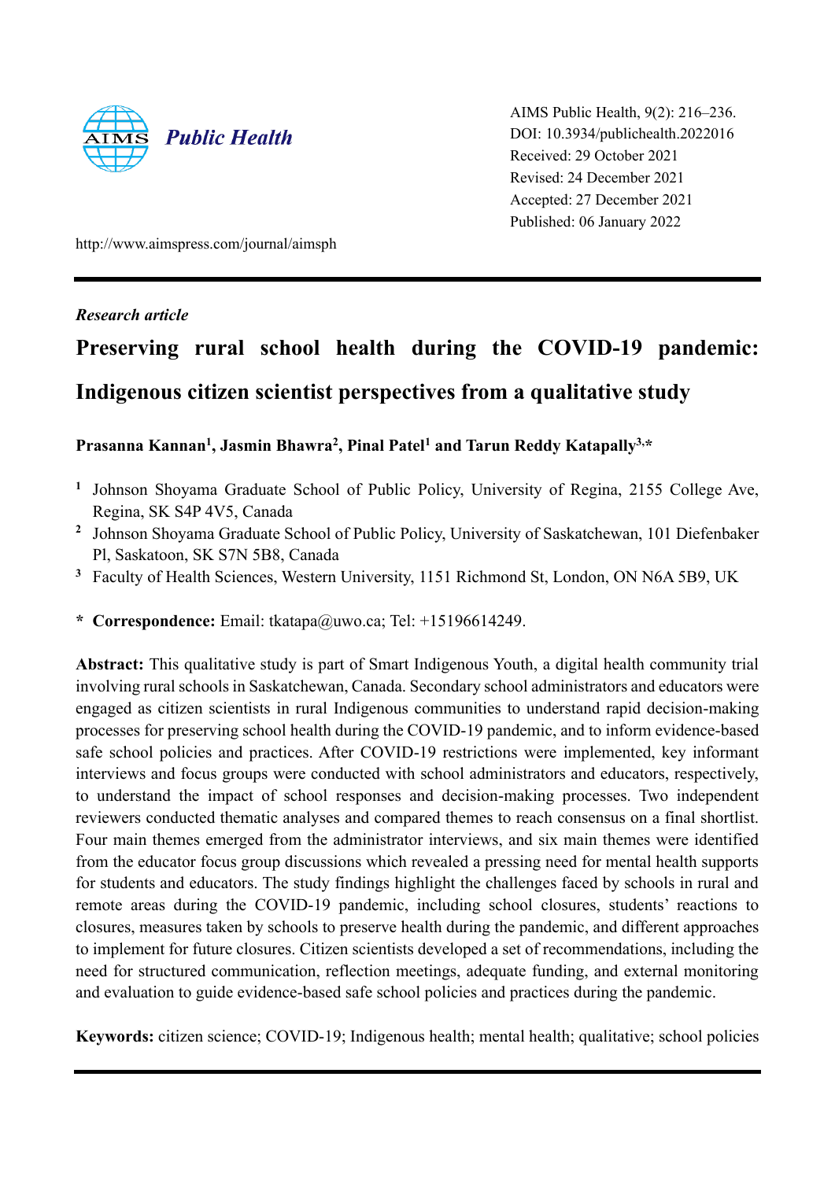*Public Health*

AIMS Public Health, 9(2): 216–236.
DOI: 10.3934/publichealth.2022016
Received: 29 October 2021
Revised: 24 December 2021
Accepted: 27 December 2021
Published: 06 January 2022

http://www.aimspress.com/journal/aimsph

*Research article*

# Preserving rural school health during the COVID-19 pandemic: Indigenous citizen scientist perspectives from a qualitative study

**Prasanna Kannan[1], Jasmin Bhawra[2], Pinal Patel[1] and Tarun Reddy Katapally[3,*]**

[1] Johnson Shoyama Graduate School of Public Policy, University of Regina, 2155 College Ave, Regina, SK S4P 4V5, Canada

[2] Johnson Shoyama Graduate School of Public Policy, University of Saskatchewan, 101 Diefenbaker Pl, Saskatoon, SK S7N 5B8, Canada

[3] Faculty of Health Sciences, Western University, 1151 Richmond St, London, ON N6A 5B9, UK

**\* Correspondence:** Email: tkatapa@uwo.ca; Tel: +15196614249.

**Abstract:** This qualitative study is part of Smart Indigenous Youth, a digital health community trial involving rural schools in Saskatchewan, Canada. Secondary school administrators and educators were engaged as citizen scientists in rural Indigenous communities to understand rapid decision-making processes for preserving school health during the COVID-19 pandemic, and to inform evidence-based safe school policies and practices. After COVID-19 restrictions were implemented, key informant interviews and focus groups were conducted with school administrators and educators, respectively, to understand the impact of school responses and decision-making processes. Two independent reviewers conducted thematic analyses and compared themes to reach consensus on a final shortlist. Four main themes emerged from the administrator interviews, and six main themes were identified from the educator focus group discussions which revealed a pressing need for mental health supports for students and educators. The study findings highlight the challenges faced by schools in rural and remote areas during the COVID-19 pandemic, including school closures, students' reactions to closures, measures taken by schools to preserve health during the pandemic, and different approaches to implement for future closures. Citizen scientists developed a set of recommendations, including the need for structured communication, reflection meetings, adequate funding, and external monitoring and evaluation to guide evidence-based safe school policies and practices during the pandemic.

**Keywords:** citizen science; COVID-19; Indigenous health; mental health; qualitative; school policies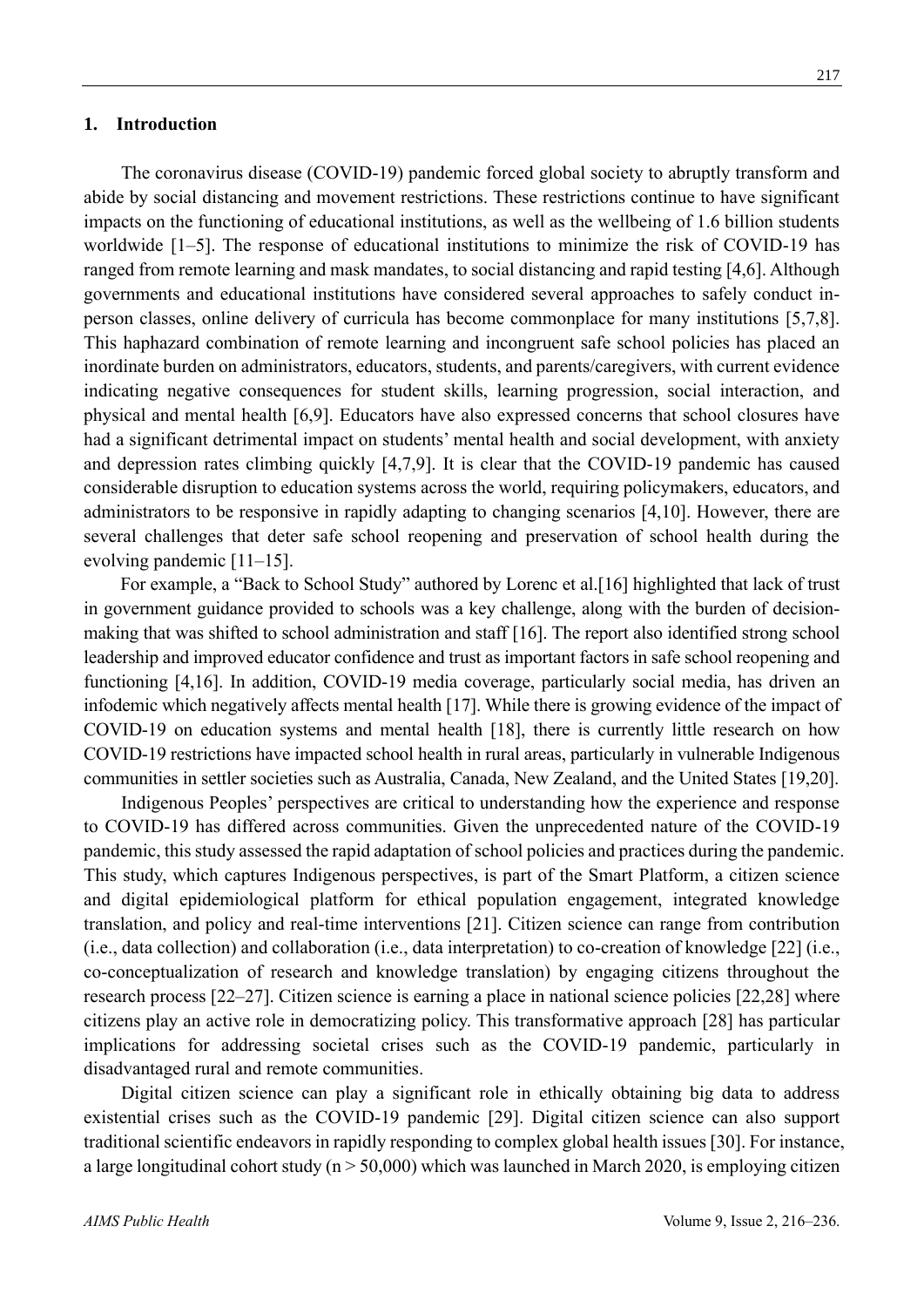## 1. Introduction

The coronavirus disease (COVID-19) pandemic forced global society to abruptly transform and abide by social distancing and movement restrictions. These restrictions continue to have significant impacts on the functioning of educational institutions, as well as the wellbeing of 1.6 billion students worldwide [1–5]. The response of educational institutions to minimize the risk of COVID-19 has ranged from remote learning and mask mandates, to social distancing and rapid testing [4,6]. Although governments and educational institutions have considered several approaches to safely conduct in-person classes, online delivery of curricula has become commonplace for many institutions [5,7,8]. This haphazard combination of remote learning and incongruent safe school policies has placed an inordinate burden on administrators, educators, students, and parents/caregivers, with current evidence indicating negative consequences for student skills, learning progression, social interaction, and physical and mental health [6,9]. Educators have also expressed concerns that school closures have had a significant detrimental impact on students' mental health and social development, with anxiety and depression rates climbing quickly [4,7,9]. It is clear that the COVID-19 pandemic has caused considerable disruption to education systems across the world, requiring policymakers, educators, and administrators to be responsive in rapidly adapting to changing scenarios [4,10]. However, there are several challenges that deter safe school reopening and preservation of school health during the evolving pandemic [11–15].

For example, a "Back to School Study" authored by Lorenc et al.[16] highlighted that lack of trust in government guidance provided to schools was a key challenge, along with the burden of decision-making that was shifted to school administration and staff [16]. The report also identified strong school leadership and improved educator confidence and trust as important factors in safe school reopening and functioning [4,16]. In addition, COVID-19 media coverage, particularly social media, has driven an infodemic which negatively affects mental health [17]. While there is growing evidence of the impact of COVID-19 on education systems and mental health [18], there is currently little research on how COVID-19 restrictions have impacted school health in rural areas, particularly in vulnerable Indigenous communities in settler societies such as Australia, Canada, New Zealand, and the United States [19,20].

Indigenous Peoples' perspectives are critical to understanding how the experience and response to COVID-19 has differed across communities. Given the unprecedented nature of the COVID-19 pandemic, this study assessed the rapid adaptation of school policies and practices during the pandemic. This study, which captures Indigenous perspectives, is part of the Smart Platform, a citizen science and digital epidemiological platform for ethical population engagement, integrated knowledge translation, and policy and real-time interventions [21]. Citizen science can range from contribution (i.e., data collection) and collaboration (i.e., data interpretation) to co-creation of knowledge [22] (i.e., co-conceptualization of research and knowledge translation) by engaging citizens throughout the research process [22–27]. Citizen science is earning a place in national science policies [22,28] where citizens play an active role in democratizing policy. This transformative approach [28] has particular implications for addressing societal crises such as the COVID-19 pandemic, particularly in disadvantaged rural and remote communities.

Digital citizen science can play a significant role in ethically obtaining big data to address existential crises such as the COVID-19 pandemic [29]. Digital citizen science can also support traditional scientific endeavors in rapidly responding to complex global health issues [30]. For instance, a large longitudinal cohort study ($n > 50,000$) which was launched in March 2020, is employing citizen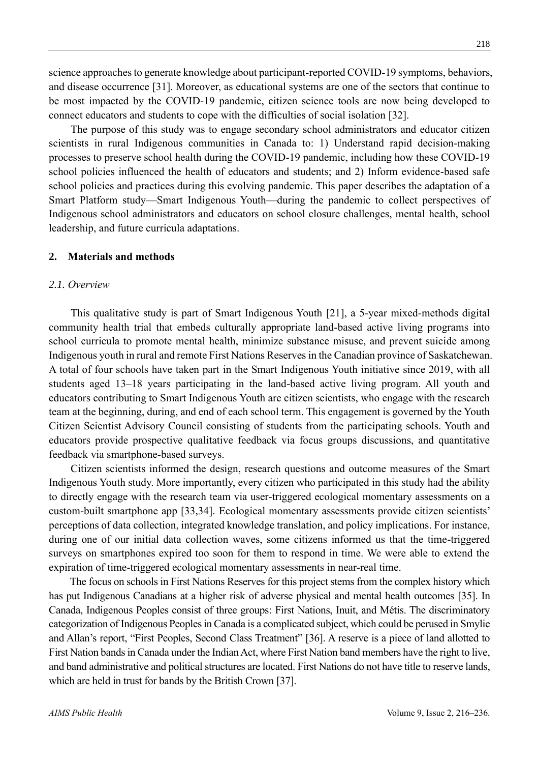science approaches to generate knowledge about participant-reported COVID-19 symptoms, behaviors, and disease occurrence [31]. Moreover, as educational systems are one of the sectors that continue to be most impacted by the COVID-19 pandemic, citizen science tools are now being developed to connect educators and students to cope with the difficulties of social isolation [32].

The purpose of this study was to engage secondary school administrators and educator citizen scientists in rural Indigenous communities in Canada to: 1) Understand rapid decision-making processes to preserve school health during the COVID-19 pandemic, including how these COVID-19 school policies influenced the health of educators and students; and 2) Inform evidence-based safe school policies and practices during this evolving pandemic. This paper describes the adaptation of a Smart Platform study—Smart Indigenous Youth—during the pandemic to collect perspectives of Indigenous school administrators and educators on school closure challenges, mental health, school leadership, and future curricula adaptations.

## 2. Materials and methods

### *2.1. Overview*

This qualitative study is part of Smart Indigenous Youth [21], a 5-year mixed-methods digital community health trial that embeds culturally appropriate land-based active living programs into school curricula to promote mental health, minimize substance misuse, and prevent suicide among Indigenous youth in rural and remote First Nations Reserves in the Canadian province of Saskatchewan. A total of four schools have taken part in the Smart Indigenous Youth initiative since 2019, with all students aged 13–18 years participating in the land-based active living program. All youth and educators contributing to Smart Indigenous Youth are citizen scientists, who engage with the research team at the beginning, during, and end of each school term. This engagement is governed by the Youth Citizen Scientist Advisory Council consisting of students from the participating schools. Youth and educators provide prospective qualitative feedback via focus groups discussions, and quantitative feedback via smartphone-based surveys.

Citizen scientists informed the design, research questions and outcome measures of the Smart Indigenous Youth study. More importantly, every citizen who participated in this study had the ability to directly engage with the research team via user-triggered ecological momentary assessments on a custom-built smartphone app [33,34]. Ecological momentary assessments provide citizen scientists' perceptions of data collection, integrated knowledge translation, and policy implications. For instance, during one of our initial data collection waves, some citizens informed us that the time-triggered surveys on smartphones expired too soon for them to respond in time. We were able to extend the expiration of time-triggered ecological momentary assessments in near-real time.

The focus on schools in First Nations Reserves for this project stems from the complex history which has put Indigenous Canadians at a higher risk of adverse physical and mental health outcomes [35]. In Canada, Indigenous Peoples consist of three groups: First Nations, Inuit, and Métis. The discriminatory categorization of Indigenous Peoples in Canada is a complicated subject, which could be perused in Smylie and Allan's report, "First Peoples, Second Class Treatment" [36]. A reserve is a piece of land allotted to First Nation bands in Canada under the Indian Act, where First Nation band members have the right to live, and band administrative and political structures are located. First Nations do not have title to reserve lands, which are held in trust for bands by the British Crown [37].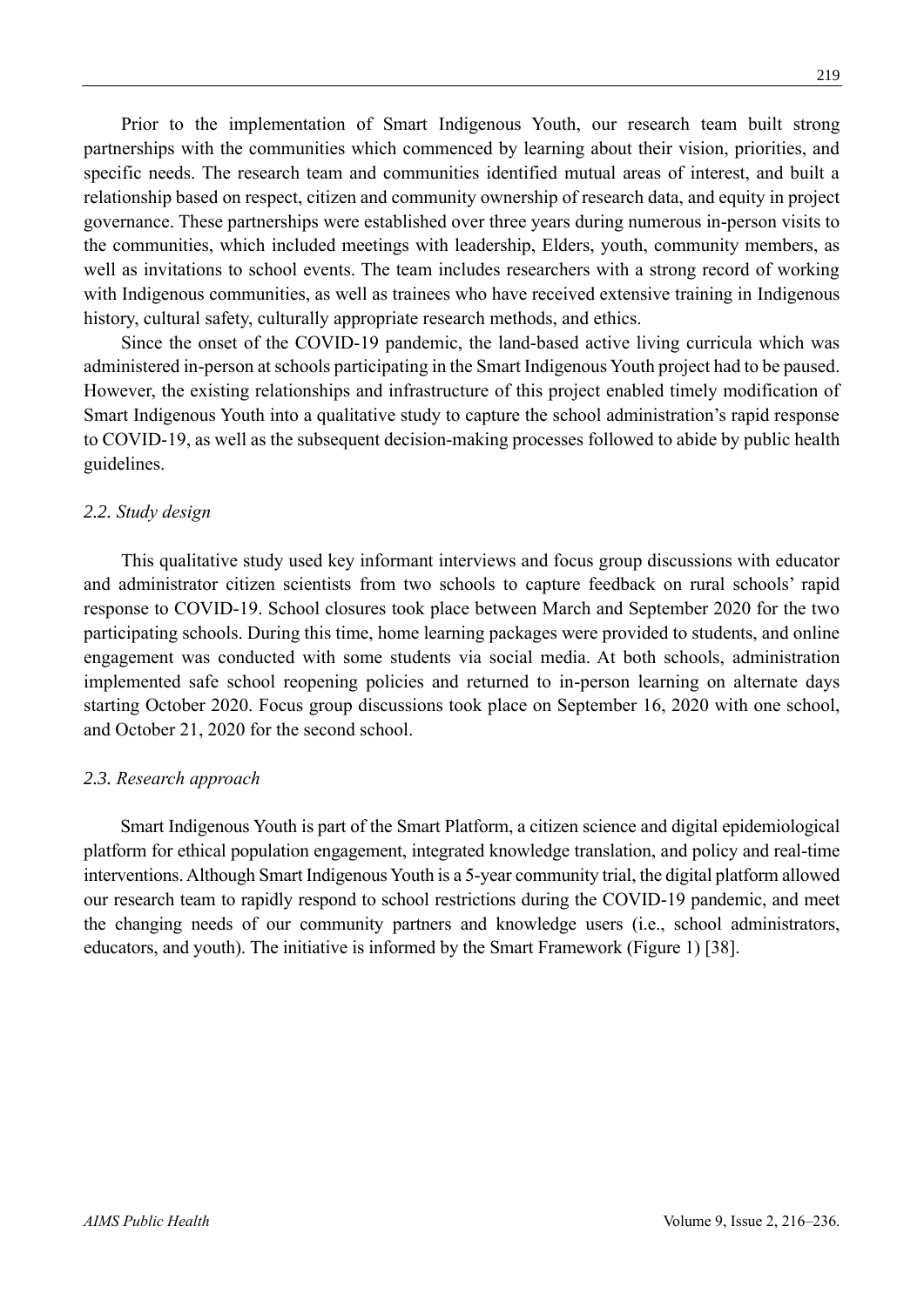Prior to the implementation of Smart Indigenous Youth, our research team built strong partnerships with the communities which commenced by learning about their vision, priorities, and specific needs. The research team and communities identified mutual areas of interest, and built a relationship based on respect, citizen and community ownership of research data, and equity in project governance. These partnerships were established over three years during numerous in-person visits to the communities, which included meetings with leadership, Elders, youth, community members, as well as invitations to school events. The team includes researchers with a strong record of working with Indigenous communities, as well as trainees who have received extensive training in Indigenous history, cultural safety, culturally appropriate research methods, and ethics.

Since the onset of the COVID-19 pandemic, the land-based active living curricula which was administered in-person at schools participating in the Smart Indigenous Youth project had to be paused. However, the existing relationships and infrastructure of this project enabled timely modification of Smart Indigenous Youth into a qualitative study to capture the school administration's rapid response to COVID-19, as well as the subsequent decision-making processes followed to abide by public health guidelines.

### *2.2. Study design*

This qualitative study used key informant interviews and focus group discussions with educator and administrator citizen scientists from two schools to capture feedback on rural schools' rapid response to COVID-19. School closures took place between March and September 2020 for the two participating schools. During this time, home learning packages were provided to students, and online engagement was conducted with some students via social media. At both schools, administration implemented safe school reopening policies and returned to in-person learning on alternate days starting October 2020. Focus group discussions took place on September 16, 2020 with one school, and October 21, 2020 for the second school.

### *2.3. Research approach*

Smart Indigenous Youth is part of the Smart Platform, a citizen science and digital epidemiological platform for ethical population engagement, integrated knowledge translation, and policy and real-time interventions. Although Smart Indigenous Youth is a 5-year community trial, the digital platform allowed our research team to rapidly respond to school restrictions during the COVID-19 pandemic, and meet the changing needs of our community partners and knowledge users (i.e., school administrators, educators, and youth). The initiative is informed by the Smart Framework (Figure 1) [38].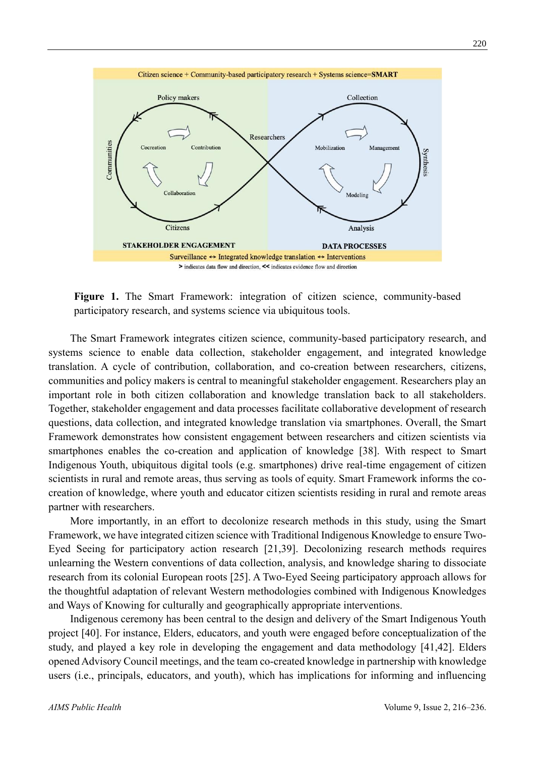**Figure 1.** The Smart Framework: integration of citizen science, community-based participatory research, and systems science via ubiquitous tools.

The Smart Framework integrates citizen science, community-based participatory research, and systems science to enable data collection, stakeholder engagement, and integrated knowledge translation. A cycle of contribution, collaboration, and co-creation between researchers, citizens, communities and policy makers is central to meaningful stakeholder engagement. Researchers play an important role in both citizen collaboration and knowledge translation back to all stakeholders. Together, stakeholder engagement and data processes facilitate collaborative development of research questions, data collection, and integrated knowledge translation via smartphones. Overall, the Smart Framework demonstrates how consistent engagement between researchers and citizen scientists via smartphones enables the co-creation and application of knowledge [38]. With respect to Smart Indigenous Youth, ubiquitous digital tools (e.g. smartphones) drive real-time engagement of citizen scientists in rural and remote areas, thus serving as tools of equity. Smart Framework informs the co-creation of knowledge, where youth and educator citizen scientists residing in rural and remote areas partner with researchers.

More importantly, in an effort to decolonize research methods in this study, using the Smart Framework, we have integrated citizen science with Traditional Indigenous Knowledge to ensure Two-Eyed Seeing for participatory action research [21,39]. Decolonizing research methods requires unlearning the Western conventions of data collection, analysis, and knowledge sharing to dissociate research from its colonial European roots [25]. A Two-Eyed Seeing participatory approach allows for the thoughtful adaptation of relevant Western methodologies combined with Indigenous Knowledges and Ways of Knowing for culturally and geographically appropriate interventions.

Indigenous ceremony has been central to the design and delivery of the Smart Indigenous Youth project [40]. For instance, Elders, educators, and youth were engaged before conceptualization of the study, and played a key role in developing the engagement and data methodology [41,42]. Elders opened Advisory Council meetings, and the team co-created knowledge in partnership with knowledge users (i.e., principals, educators, and youth), which has implications for informing and influencing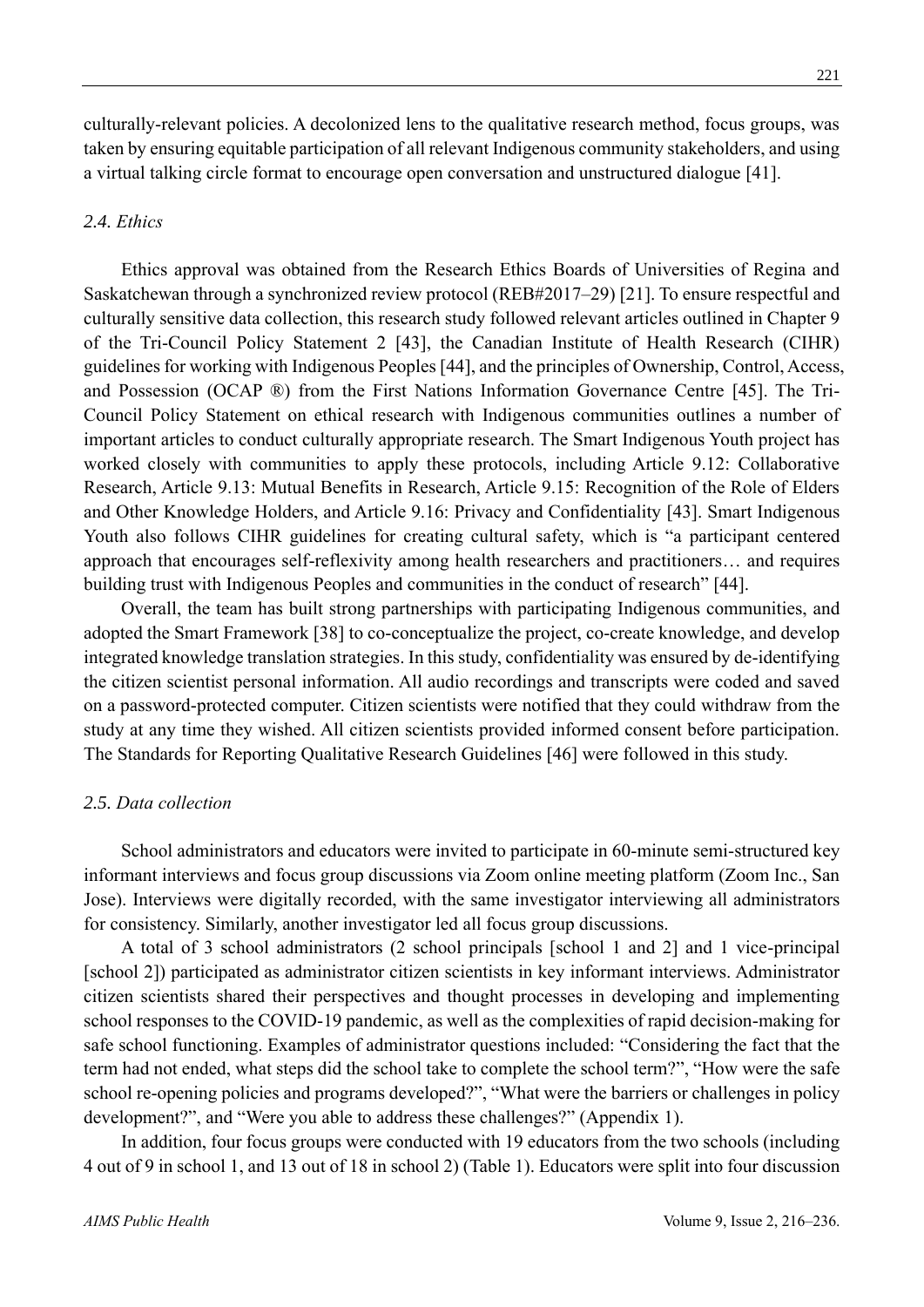culturally-relevant policies. A decolonized lens to the qualitative research method, focus groups, was taken by ensuring equitable participation of all relevant Indigenous community stakeholders, and using a virtual talking circle format to encourage open conversation and unstructured dialogue [41].

### *2.4. Ethics*

Ethics approval was obtained from the Research Ethics Boards of Universities of Regina and Saskatchewan through a synchronized review protocol (REB#2017–29) [21]. To ensure respectful and culturally sensitive data collection, this research study followed relevant articles outlined in Chapter 9 of the Tri-Council Policy Statement 2 [43], the Canadian Institute of Health Research (CIHR) guidelines for working with Indigenous Peoples [44], and the principles of Ownership, Control, Access, and Possession (OCAP ®) from the First Nations Information Governance Centre [45]. The Tri-Council Policy Statement on ethical research with Indigenous communities outlines a number of important articles to conduct culturally appropriate research. The Smart Indigenous Youth project has worked closely with communities to apply these protocols, including Article 9.12: Collaborative Research, Article 9.13: Mutual Benefits in Research, Article 9.15: Recognition of the Role of Elders and Other Knowledge Holders, and Article 9.16: Privacy and Confidentiality [43]. Smart Indigenous Youth also follows CIHR guidelines for creating cultural safety, which is "a participant centered approach that encourages self-reflexivity among health researchers and practitioners… and requires building trust with Indigenous Peoples and communities in the conduct of research" [44].

Overall, the team has built strong partnerships with participating Indigenous communities, and adopted the Smart Framework [38] to co-conceptualize the project, co-create knowledge, and develop integrated knowledge translation strategies. In this study, confidentiality was ensured by de-identifying the citizen scientist personal information. All audio recordings and transcripts were coded and saved on a password-protected computer. Citizen scientists were notified that they could withdraw from the study at any time they wished. All citizen scientists provided informed consent before participation. The Standards for Reporting Qualitative Research Guidelines [46] were followed in this study.

### *2.5. Data collection*

School administrators and educators were invited to participate in 60-minute semi-structured key informant interviews and focus group discussions via Zoom online meeting platform (Zoom Inc., San Jose). Interviews were digitally recorded, with the same investigator interviewing all administrators for consistency. Similarly, another investigator led all focus group discussions.

A total of 3 school administrators (2 school principals [school 1 and 2] and 1 vice-principal [school 2]) participated as administrator citizen scientists in key informant interviews. Administrator citizen scientists shared their perspectives and thought processes in developing and implementing school responses to the COVID-19 pandemic, as well as the complexities of rapid decision-making for safe school functioning. Examples of administrator questions included: "Considering the fact that the term had not ended, what steps did the school take to complete the school term?", "How were the safe school re-opening policies and programs developed?", "What were the barriers or challenges in policy development?", and "Were you able to address these challenges?" (Appendix 1).

In addition, four focus groups were conducted with 19 educators from the two schools (including 4 out of 9 in school 1, and 13 out of 18 in school 2) (Table 1). Educators were split into four discussion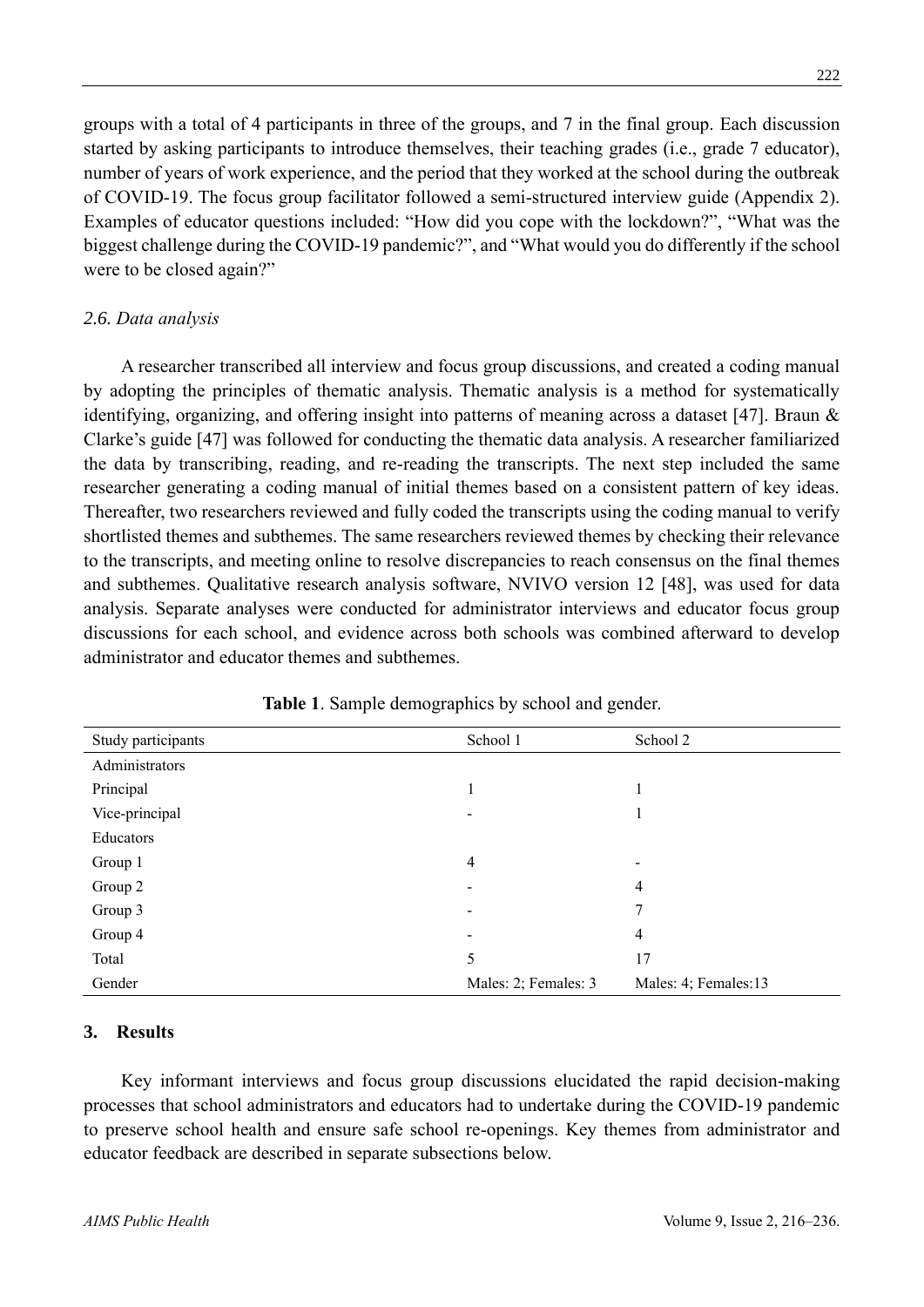groups with a total of 4 participants in three of the groups, and 7 in the final group. Each discussion started by asking participants to introduce themselves, their teaching grades (i.e., grade 7 educator), number of years of work experience, and the period that they worked at the school during the outbreak of COVID-19. The focus group facilitator followed a semi-structured interview guide (Appendix 2). Examples of educator questions included: "How did you cope with the lockdown?", "What was the biggest challenge during the COVID-19 pandemic?", and "What would you do differently if the school were to be closed again?"

### *2.6. Data analysis*

A researcher transcribed all interview and focus group discussions, and created a coding manual by adopting the principles of thematic analysis. Thematic analysis is a method for systematically identifying, organizing, and offering insight into patterns of meaning across a dataset [47]. Braun & Clarke's guide [47] was followed for conducting the thematic data analysis. A researcher familiarized the data by transcribing, reading, and re-reading the transcripts. The next step included the same researcher generating a coding manual of initial themes based on a consistent pattern of key ideas. Thereafter, two researchers reviewed and fully coded the transcripts using the coding manual to verify shortlisted themes and subthemes. The same researchers reviewed themes by checking their relevance to the transcripts, and meeting online to resolve discrepancies to reach consensus on the final themes and subthemes. Qualitative research analysis software, NVIVO version 12 [48], was used for data analysis. Separate analyses were conducted for administrator interviews and educator focus group discussions for each school, and evidence across both schools was combined afterward to develop administrator and educator themes and subthemes.

**Table 1**. Sample demographics by school and gender.

| Study participants | School 1 | School 2 |
|---|---|---|
| Administrators | | |
| Principal | 1 | 1 |
| Vice-principal | - | 1 |
| Educators | | |
| Group 1 | 4 | - |
| Group 2 | - | 4 |
| Group 3 | - | 7 |
| Group 4 | - | 4 |
| Total | 5 | 17 |
| Gender | Males: 2; Females: 3 | Males: 4; Females:13 |

## 3. Results

Key informant interviews and focus group discussions elucidated the rapid decision-making processes that school administrators and educators had to undertake during the COVID-19 pandemic to preserve school health and ensure safe school re-openings. Key themes from administrator and educator feedback are described in separate subsections below.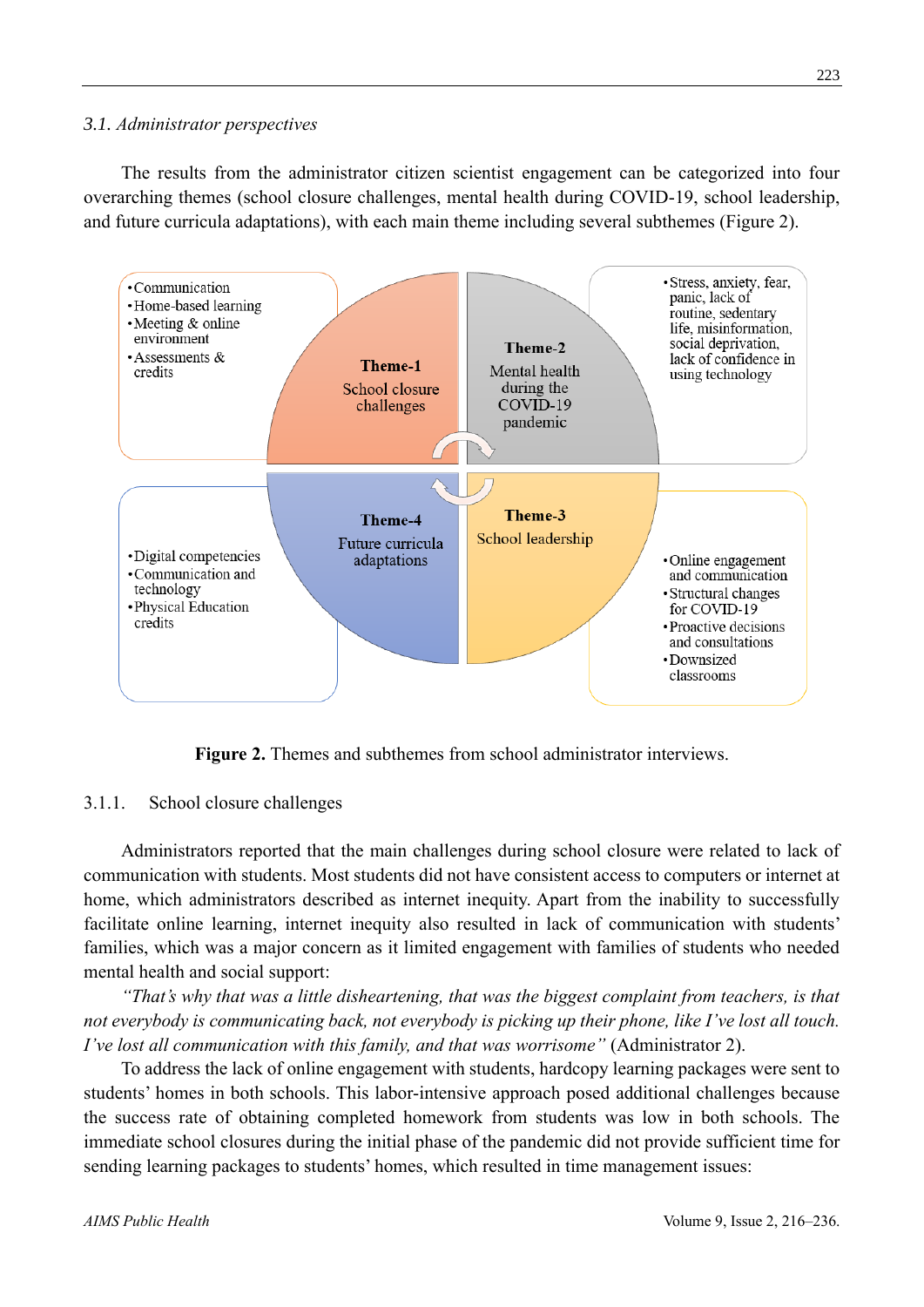### 3.1. Administrator perspectives

The results from the administrator citizen scientist engagement can be categorized into four overarching themes (school closure challenges, mental health during COVID-19, school leadership, and future curricula adaptations), with each main theme including several subthemes (Figure 2).

**Theme-1**
School closure challenges

- Communication
- Home-based learning
- Meeting & online environment
- Assessments & credits

**Theme-2**
Mental health during the COVID-19 pandemic

- Stress, anxiety, fear, panic, lack of routine, sedentary life, misinformation, social deprivation, lack of confidence in using technology

**Theme-3**
School leadership

- Online engagement and communication
- Structural changes for COVID-19
- Proactive decisions and consultations
- Downsized classrooms

**Theme-4**
Future curricula adaptations

- Digital competencies
- Communication and technology
- Physical Education credits

**Figure 2.** Themes and subthemes from school administrator interviews.

#### 3.1.1. School closure challenges

Administrators reported that the main challenges during school closure were related to lack of communication with students. Most students did not have consistent access to computers or internet at home, which administrators described as internet inequity. Apart from the inability to successfully facilitate online learning, internet inequity also resulted in lack of communication with students' families, which was a major concern as it limited engagement with families of students who needed mental health and social support:

*"That's why that was a little disheartening, that was the biggest complaint from teachers, is that not everybody is communicating back, not everybody is picking up their phone, like I've lost all touch. I've lost all communication with this family, and that was worrisome"* (Administrator 2).

To address the lack of online engagement with students, hardcopy learning packages were sent to students' homes in both schools. This labor-intensive approach posed additional challenges because the success rate of obtaining completed homework from students was low in both schools. The immediate school closures during the initial phase of the pandemic did not provide sufficient time for sending learning packages to students' homes, which resulted in time management issues: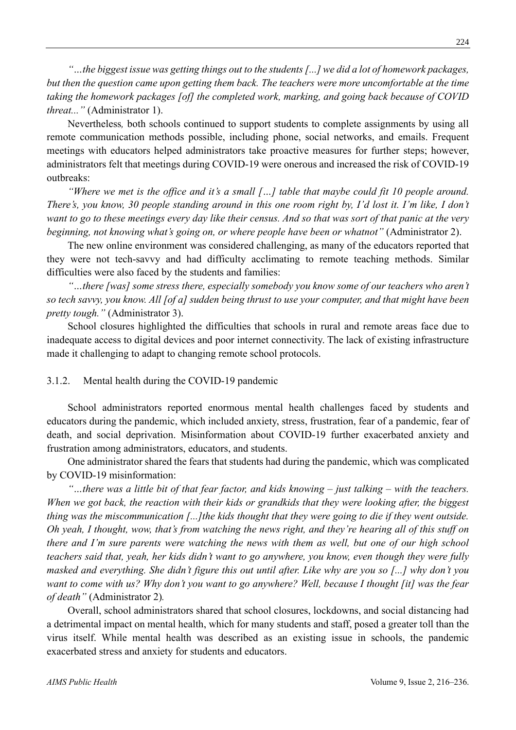*"…the biggest issue was getting things out to the students [...] we did a lot of homework packages, but then the question came upon getting them back. The teachers were more uncomfortable at the time taking the homework packages [of] the completed work, marking, and going back because of COVID threat..."* (Administrator 1).

Nevertheless, both schools continued to support students to complete assignments by using all remote communication methods possible, including phone, social networks, and emails. Frequent meetings with educators helped administrators take proactive measures for further steps; however, administrators felt that meetings during COVID-19 were onerous and increased the risk of COVID-19 outbreaks:

*"Where we met is the office and it's a small […] table that maybe could fit 10 people around. There's, you know, 30 people standing around in this one room right by, I'd lost it. I'm like, I don't want to go to these meetings every day like their census. And so that was sort of that panic at the very beginning, not knowing what's going on, or where people have been or whatnot"* (Administrator 2).

The new online environment was considered challenging, as many of the educators reported that they were not tech-savvy and had difficulty acclimating to remote teaching methods. Similar difficulties were also faced by the students and families:

*"…there [was] some stress there, especially somebody you know some of our teachers who aren't so tech savvy, you know. All [of a] sudden being thrust to use your computer, and that might have been pretty tough."* (Administrator 3).

School closures highlighted the difficulties that schools in rural and remote areas face due to inadequate access to digital devices and poor internet connectivity. The lack of existing infrastructure made it challenging to adapt to changing remote school protocols.

#### 3.1.2. Mental health during the COVID-19 pandemic

School administrators reported enormous mental health challenges faced by students and educators during the pandemic, which included anxiety, stress, frustration, fear of a pandemic, fear of death, and social deprivation. Misinformation about COVID-19 further exacerbated anxiety and frustration among administrators, educators, and students.

One administrator shared the fears that students had during the pandemic, which was complicated by COVID-19 misinformation:

*"…there was a little bit of that fear factor, and kids knowing – just talking – with the teachers. When we got back, the reaction with their kids or grandkids that they were looking after, the biggest thing was the miscommunication [...]the kids thought that they were going to die if they went outside. Oh yeah, I thought, wow, that's from watching the news right, and they're hearing all of this stuff on there and I'm sure parents were watching the news with them as well, but one of our high school teachers said that, yeah, her kids didn't want to go anywhere, you know, even though they were fully masked and everything. She didn't figure this out until after. Like why are you so [...] why don't you want to come with us? Why don't you want to go anywhere? Well, because I thought [it] was the fear of death"* (Administrator 2).

Overall, school administrators shared that school closures, lockdowns, and social distancing had a detrimental impact on mental health, which for many students and staff, posed a greater toll than the virus itself. While mental health was described as an existing issue in schools, the pandemic exacerbated stress and anxiety for students and educators.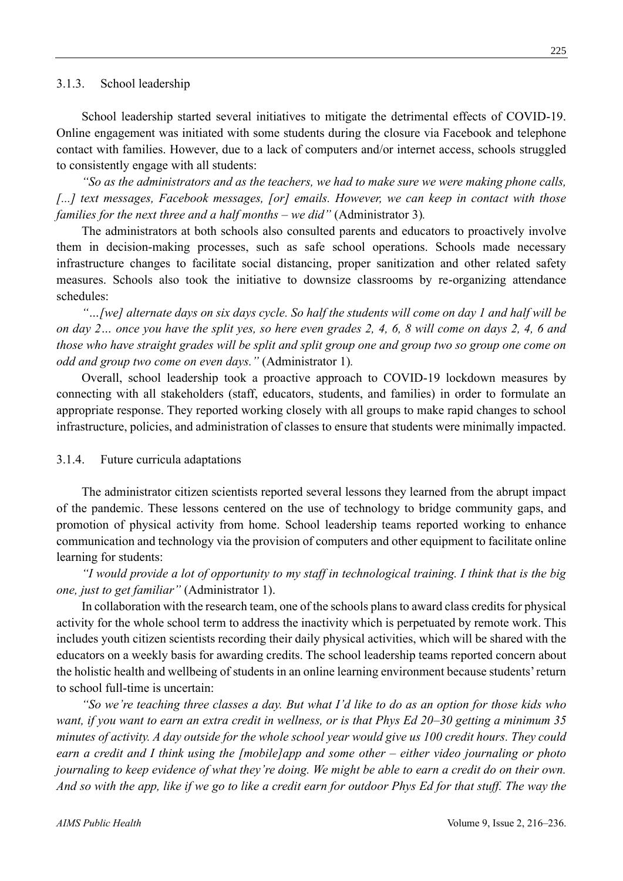#### 3.1.3. School leadership

School leadership started several initiatives to mitigate the detrimental effects of COVID-19. Online engagement was initiated with some students during the closure via Facebook and telephone contact with families. However, due to a lack of computers and/or internet access, schools struggled to consistently engage with all students:

*"So as the administrators and as the teachers, we had to make sure we were making phone calls, [...] text messages, Facebook messages, [or] emails. However, we can keep in contact with those families for the next three and a half months – we did"* (Administrator 3).

The administrators at both schools also consulted parents and educators to proactively involve them in decision-making processes, such as safe school operations. Schools made necessary infrastructure changes to facilitate social distancing, proper sanitization and other related safety measures. Schools also took the initiative to downsize classrooms by re-organizing attendance schedules:

*"…[we] alternate days on six days cycle. So half the students will come on day 1 and half will be on day 2… once you have the split yes, so here even grades 2, 4, 6, 8 will come on days 2, 4, 6 and those who have straight grades will be split and split group one and group two so group one come on odd and group two come on even days."* (Administrator 1).

Overall, school leadership took a proactive approach to COVID-19 lockdown measures by connecting with all stakeholders (staff, educators, students, and families) in order to formulate an appropriate response. They reported working closely with all groups to make rapid changes to school infrastructure, policies, and administration of classes to ensure that students were minimally impacted.

#### 3.1.4. Future curricula adaptations

The administrator citizen scientists reported several lessons they learned from the abrupt impact of the pandemic. These lessons centered on the use of technology to bridge community gaps, and promotion of physical activity from home. School leadership teams reported working to enhance communication and technology via the provision of computers and other equipment to facilitate online learning for students:

*"I would provide a lot of opportunity to my staff in technological training. I think that is the big one, just to get familiar"* (Administrator 1).

In collaboration with the research team, one of the schools plans to award class credits for physical activity for the whole school term to address the inactivity which is perpetuated by remote work. This includes youth citizen scientists recording their daily physical activities, which will be shared with the educators on a weekly basis for awarding credits. The school leadership teams reported concern about the holistic health and wellbeing of students in an online learning environment because students' return to school full-time is uncertain:

*"So we're teaching three classes a day. But what I'd like to do as an option for those kids who want, if you want to earn an extra credit in wellness, or is that Phys Ed 20–30 getting a minimum 35 minutes of activity. A day outside for the whole school year would give us 100 credit hours. They could earn a credit and I think using the [mobile]app and some other – either video journaling or photo journaling to keep evidence of what they're doing. We might be able to earn a credit do on their own. And so with the app, like if we go to like a credit earn for outdoor Phys Ed for that stuff. The way the*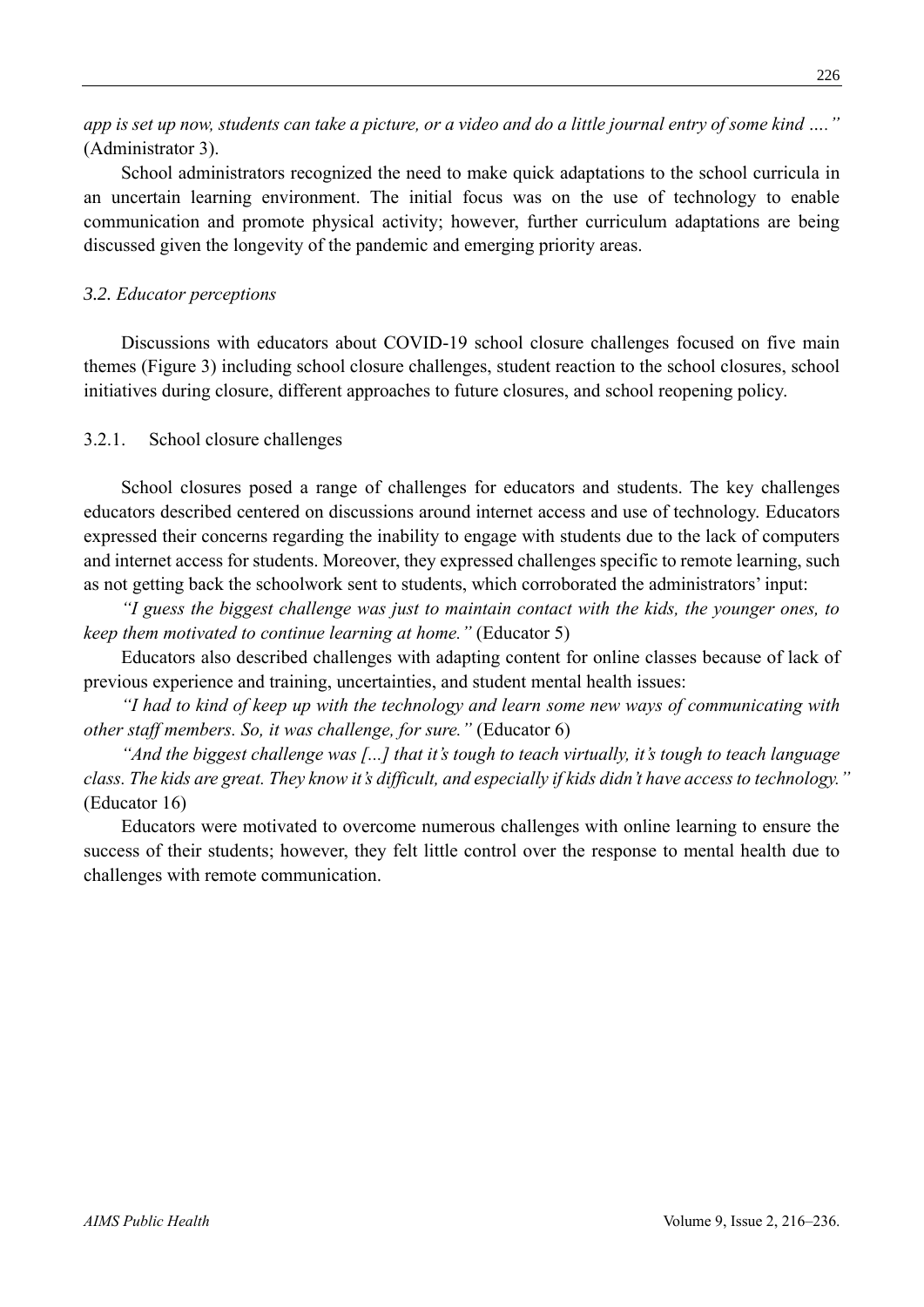*app is set up now, students can take a picture, or a video and do a little journal entry of some kind ….”* (Administrator 3).

School administrators recognized the need to make quick adaptations to the school curricula in an uncertain learning environment. The initial focus was on the use of technology to enable communication and promote physical activity; however, further curriculum adaptations are being discussed given the longevity of the pandemic and emerging priority areas.

### *3.2. Educator perceptions*

Discussions with educators about COVID-19 school closure challenges focused on five main themes (Figure 3) including school closure challenges, student reaction to the school closures, school initiatives during closure, different approaches to future closures, and school reopening policy.

#### 3.2.1. School closure challenges

School closures posed a range of challenges for educators and students. The key challenges educators described centered on discussions around internet access and use of technology. Educators expressed their concerns regarding the inability to engage with students due to the lack of computers and internet access for students. Moreover, they expressed challenges specific to remote learning, such as not getting back the schoolwork sent to students, which corroborated the administrators' input:

*“I guess the biggest challenge was just to maintain contact with the kids, the younger ones, to keep them motivated to continue learning at home.”* (Educator 5)

Educators also described challenges with adapting content for online classes because of lack of previous experience and training, uncertainties, and student mental health issues:

*“I had to kind of keep up with the technology and learn some new ways of communicating with other staff members. So, it was challenge, for sure.”* (Educator 6)

*“And the biggest challenge was [...] that it's tough to teach virtually, it's tough to teach language class. The kids are great. They know it's difficult, and especially if kids didn't have access to technology.”* (Educator 16)

Educators were motivated to overcome numerous challenges with online learning to ensure the success of their students; however, they felt little control over the response to mental health due to challenges with remote communication.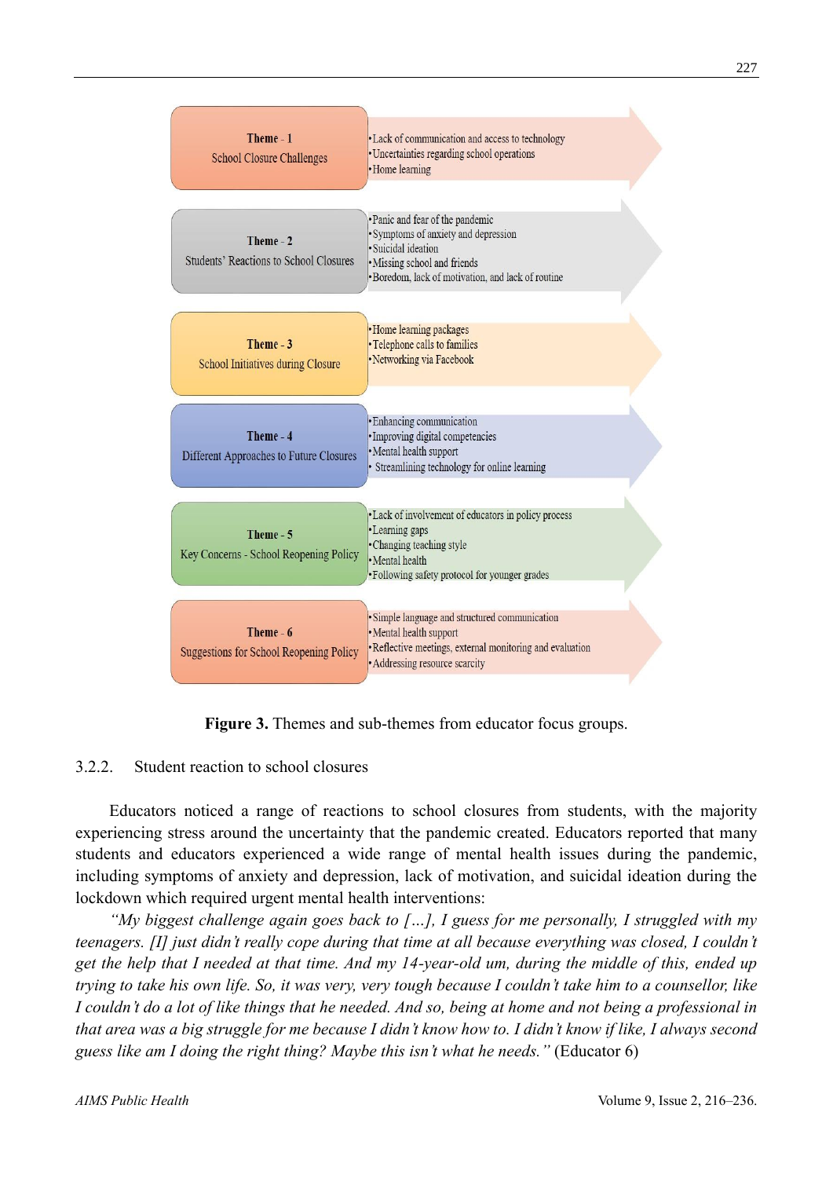**Theme - 1**
School Closure Challenges

- Lack of communication and access to technology
- Uncertainties regarding school operations
- Home learning

**Theme - 2**
Students' Reactions to School Closures

- Panic and fear of the pandemic
- Symptoms of anxiety and depression
- Suicidal ideation
- Missing school and friends
- Boredom, lack of motivation, and lack of routine

**Theme - 3**
School Initiatives during Closure

- Home learning packages
- Telephone calls to families
- Networking via Facebook

**Theme - 4**
Different Approaches to Future Closures

- Enhancing communication
- Improving digital competencies
- Mental health support
- Streamlining technology for online learning

**Theme - 5**
Key Concerns - School Reopening Policy

- Lack of involvement of educators in policy process
- Learning gaps
- Changing teaching style
- Mental health
- Following safety protocol for younger grades

**Theme - 6**
Suggestions for School Reopening Policy

- Simple language and structured communication
- Mental health support
- Reflective meetings, external monitoring and evaluation
- Addressing resource scarcity

**Figure 3.** Themes and sub-themes from educator focus groups.

### 3.2.2. Student reaction to school closures

Educators noticed a range of reactions to school closures from students, with the majority experiencing stress around the uncertainty that the pandemic created. Educators reported that many students and educators experienced a wide range of mental health issues during the pandemic, including symptoms of anxiety and depression, lack of motivation, and suicidal ideation during the lockdown which required urgent mental health interventions:

*"My biggest challenge again goes back to […], I guess for me personally, I struggled with my teenagers. [I] just didn't really cope during that time at all because everything was closed, I couldn't get the help that I needed at that time. And my 14-year-old um, during the middle of this, ended up trying to take his own life. So, it was very, very tough because I couldn't take him to a counsellor, like I couldn't do a lot of like things that he needed. And so, being at home and not being a professional in that area was a big struggle for me because I didn't know how to. I didn't know if like, I always second guess like am I doing the right thing? Maybe this isn't what he needs."* (Educator 6)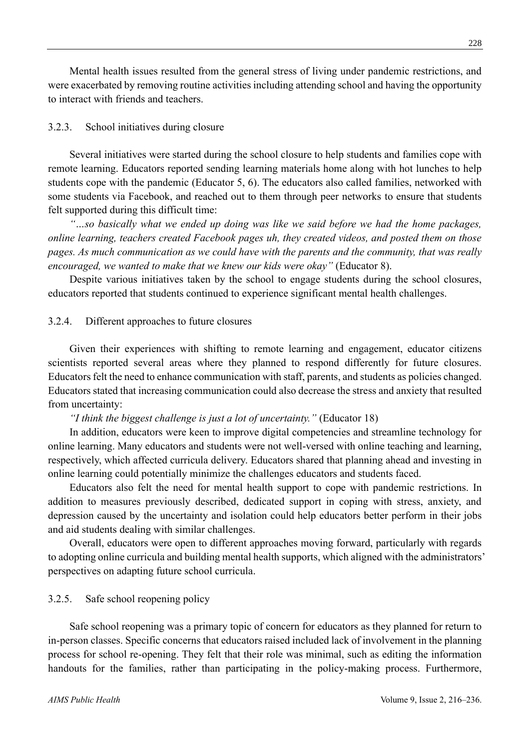Mental health issues resulted from the general stress of living under pandemic restrictions, and were exacerbated by removing routine activities including attending school and having the opportunity to interact with friends and teachers.

#### 3.2.3. School initiatives during closure

Several initiatives were started during the school closure to help students and families cope with remote learning. Educators reported sending learning materials home along with hot lunches to help students cope with the pandemic (Educator 5, 6). The educators also called families, networked with some students via Facebook, and reached out to them through peer networks to ensure that students felt supported during this difficult time:

*"…so basically what we ended up doing was like we said before we had the home packages, online learning, teachers created Facebook pages uh, they created videos, and posted them on those pages. As much communication as we could have with the parents and the community, that was really encouraged, we wanted to make that we knew our kids were okay"* (Educator 8).

Despite various initiatives taken by the school to engage students during the school closures, educators reported that students continued to experience significant mental health challenges.

#### 3.2.4. Different approaches to future closures

Given their experiences with shifting to remote learning and engagement, educator citizens scientists reported several areas where they planned to respond differently for future closures. Educators felt the need to enhance communication with staff, parents, and students as policies changed. Educators stated that increasing communication could also decrease the stress and anxiety that resulted from uncertainty:

*"I think the biggest challenge is just a lot of uncertainty."* (Educator 18)

In addition, educators were keen to improve digital competencies and streamline technology for online learning. Many educators and students were not well-versed with online teaching and learning, respectively, which affected curricula delivery. Educators shared that planning ahead and investing in online learning could potentially minimize the challenges educators and students faced.

Educators also felt the need for mental health support to cope with pandemic restrictions. In addition to measures previously described, dedicated support in coping with stress, anxiety, and depression caused by the uncertainty and isolation could help educators better perform in their jobs and aid students dealing with similar challenges.

Overall, educators were open to different approaches moving forward, particularly with regards to adopting online curricula and building mental health supports, which aligned with the administrators' perspectives on adapting future school curricula.

#### 3.2.5. Safe school reopening policy

Safe school reopening was a primary topic of concern for educators as they planned for return to in-person classes. Specific concerns that educators raised included lack of involvement in the planning process for school re-opening. They felt that their role was minimal, such as editing the information handouts for the families, rather than participating in the policy-making process. Furthermore,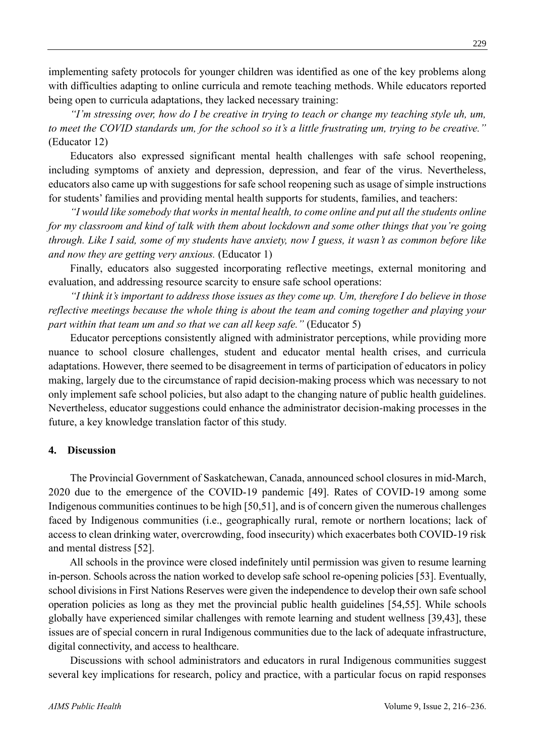implementing safety protocols for younger children was identified as one of the key problems along with difficulties adapting to online curricula and remote teaching methods. While educators reported being open to curricula adaptations, they lacked necessary training:

*"I'm stressing over, how do I be creative in trying to teach or change my teaching style uh, um, to meet the COVID standards um, for the school so it's a little frustrating um, trying to be creative."* (Educator 12)

Educators also expressed significant mental health challenges with safe school reopening, including symptoms of anxiety and depression, depression, and fear of the virus. Nevertheless, educators also came up with suggestions for safe school reopening such as usage of simple instructions for students' families and providing mental health supports for students, families, and teachers:

*"I would like somebody that works in mental health, to come online and put all the students online for my classroom and kind of talk with them about lockdown and some other things that you're going through. Like I said, some of my students have anxiety, now I guess, it wasn't as common before like and now they are getting very anxious.* (Educator 1)

Finally, educators also suggested incorporating reflective meetings, external monitoring and evaluation, and addressing resource scarcity to ensure safe school operations:

*"I think it's important to address those issues as they come up. Um, therefore I do believe in those reflective meetings because the whole thing is about the team and coming together and playing your part within that team um and so that we can all keep safe."* (Educator 5)

Educator perceptions consistently aligned with administrator perceptions, while providing more nuance to school closure challenges, student and educator mental health crises, and curricula adaptations. However, there seemed to be disagreement in terms of participation of educators in policy making, largely due to the circumstance of rapid decision-making process which was necessary to not only implement safe school policies, but also adapt to the changing nature of public health guidelines. Nevertheless, educator suggestions could enhance the administrator decision-making processes in the future, a key knowledge translation factor of this study.

## 4. Discussion

The Provincial Government of Saskatchewan, Canada, announced school closures in mid-March, 2020 due to the emergence of the COVID-19 pandemic [49]. Rates of COVID-19 among some Indigenous communities continues to be high [50,51], and is of concern given the numerous challenges faced by Indigenous communities (i.e., geographically rural, remote or northern locations; lack of access to clean drinking water, overcrowding, food insecurity) which exacerbates both COVID-19 risk and mental distress [52].

All schools in the province were closed indefinitely until permission was given to resume learning in-person. Schools across the nation worked to develop safe school re-opening policies [53]. Eventually, school divisions in First Nations Reserves were given the independence to develop their own safe school operation policies as long as they met the provincial public health guidelines [54,55]. While schools globally have experienced similar challenges with remote learning and student wellness [39,43], these issues are of special concern in rural Indigenous communities due to the lack of adequate infrastructure, digital connectivity, and access to healthcare.

Discussions with school administrators and educators in rural Indigenous communities suggest several key implications for research, policy and practice, with a particular focus on rapid responses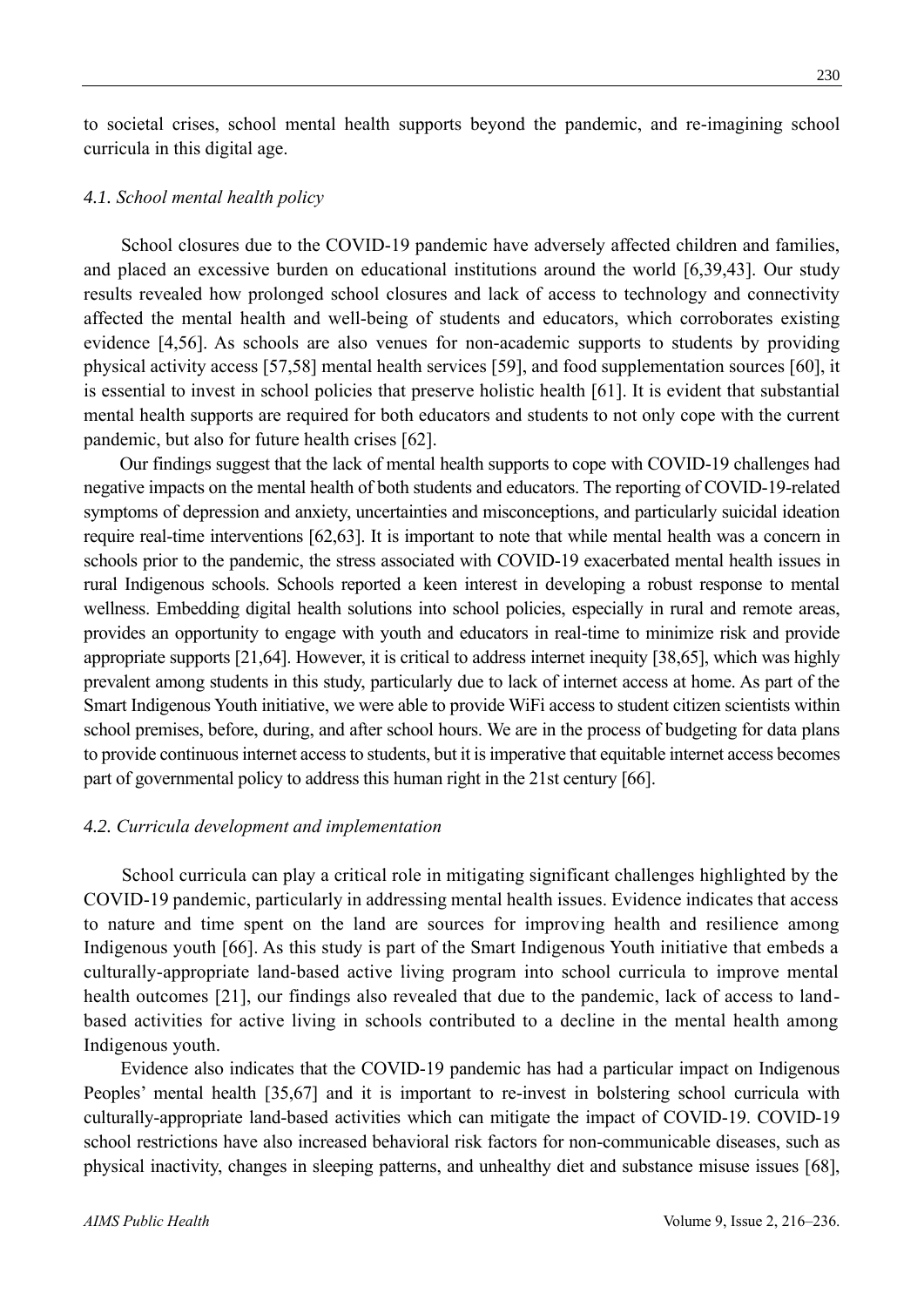to societal crises, school mental health supports beyond the pandemic, and re-imagining school curricula in this digital age.

### *4.1. School mental health policy*

School closures due to the COVID-19 pandemic have adversely affected children and families, and placed an excessive burden on educational institutions around the world [6,39,43]. Our study results revealed how prolonged school closures and lack of access to technology and connectivity affected the mental health and well-being of students and educators, which corroborates existing evidence [4,56]. As schools are also venues for non-academic supports to students by providing physical activity access [57,58] mental health services [59], and food supplementation sources [60], it is essential to invest in school policies that preserve holistic health [61]. It is evident that substantial mental health supports are required for both educators and students to not only cope with the current pandemic, but also for future health crises [62].

Our findings suggest that the lack of mental health supports to cope with COVID-19 challenges had negative impacts on the mental health of both students and educators. The reporting of COVID-19-related symptoms of depression and anxiety, uncertainties and misconceptions, and particularly suicidal ideation require real-time interventions [62,63]. It is important to note that while mental health was a concern in schools prior to the pandemic, the stress associated with COVID-19 exacerbated mental health issues in rural Indigenous schools. Schools reported a keen interest in developing a robust response to mental wellness. Embedding digital health solutions into school policies, especially in rural and remote areas, provides an opportunity to engage with youth and educators in real-time to minimize risk and provide appropriate supports [21,64]. However, it is critical to address internet inequity [38,65], which was highly prevalent among students in this study, particularly due to lack of internet access at home. As part of the Smart Indigenous Youth initiative, we were able to provide WiFi access to student citizen scientists within school premises, before, during, and after school hours. We are in the process of budgeting for data plans to provide continuous internet access to students, but it is imperative that equitable internet access becomes part of governmental policy to address this human right in the 21st century [66].

### *4.2. Curricula development and implementation*

School curricula can play a critical role in mitigating significant challenges highlighted by the COVID-19 pandemic, particularly in addressing mental health issues. Evidence indicates that access to nature and time spent on the land are sources for improving health and resilience among Indigenous youth [66]. As this study is part of the Smart Indigenous Youth initiative that embeds a culturally-appropriate land-based active living program into school curricula to improve mental health outcomes [21], our findings also revealed that due to the pandemic, lack of access to land-based activities for active living in schools contributed to a decline in the mental health among Indigenous youth.

Evidence also indicates that the COVID-19 pandemic has had a particular impact on Indigenous Peoples' mental health [35,67] and it is important to re-invest in bolstering school curricula with culturally-appropriate land-based activities which can mitigate the impact of COVID-19. COVID-19 school restrictions have also increased behavioral risk factors for non-communicable diseases, such as physical inactivity, changes in sleeping patterns, and unhealthy diet and substance misuse issues [68],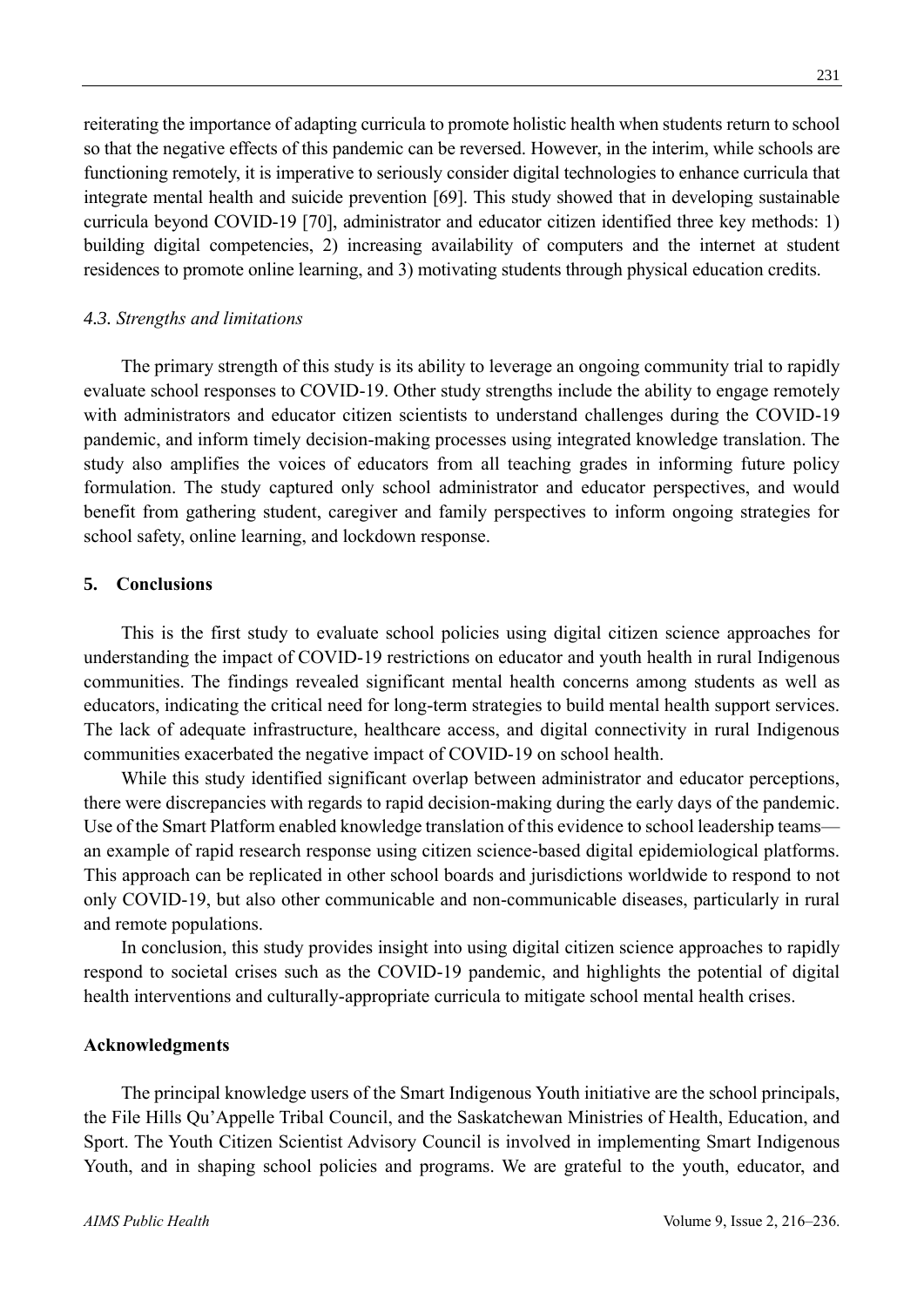reiterating the importance of adapting curricula to promote holistic health when students return to school so that the negative effects of this pandemic can be reversed. However, in the interim, while schools are functioning remotely, it is imperative to seriously consider digital technologies to enhance curricula that integrate mental health and suicide prevention [69]. This study showed that in developing sustainable curricula beyond COVID-19 [70], administrator and educator citizen identified three key methods: 1) building digital competencies, 2) increasing availability of computers and the internet at student residences to promote online learning, and 3) motivating students through physical education credits.

### *4.3. Strengths and limitations*

The primary strength of this study is its ability to leverage an ongoing community trial to rapidly evaluate school responses to COVID-19. Other study strengths include the ability to engage remotely with administrators and educator citizen scientists to understand challenges during the COVID-19 pandemic, and inform timely decision-making processes using integrated knowledge translation. The study also amplifies the voices of educators from all teaching grades in informing future policy formulation. The study captured only school administrator and educator perspectives, and would benefit from gathering student, caregiver and family perspectives to inform ongoing strategies for school safety, online learning, and lockdown response.

## 5. Conclusions

This is the first study to evaluate school policies using digital citizen science approaches for understanding the impact of COVID-19 restrictions on educator and youth health in rural Indigenous communities. The findings revealed significant mental health concerns among students as well as educators, indicating the critical need for long-term strategies to build mental health support services. The lack of adequate infrastructure, healthcare access, and digital connectivity in rural Indigenous communities exacerbated the negative impact of COVID-19 on school health.

While this study identified significant overlap between administrator and educator perceptions, there were discrepancies with regards to rapid decision-making during the early days of the pandemic. Use of the Smart Platform enabled knowledge translation of this evidence to school leadership teams—an example of rapid research response using citizen science-based digital epidemiological platforms. This approach can be replicated in other school boards and jurisdictions worldwide to respond to not only COVID-19, but also other communicable and non-communicable diseases, particularly in rural and remote populations.

In conclusion, this study provides insight into using digital citizen science approaches to rapidly respond to societal crises such as the COVID-19 pandemic, and highlights the potential of digital health interventions and culturally-appropriate curricula to mitigate school mental health crises.

## Acknowledgments

The principal knowledge users of the Smart Indigenous Youth initiative are the school principals, the File Hills Qu'Appelle Tribal Council, and the Saskatchewan Ministries of Health, Education, and Sport. The Youth Citizen Scientist Advisory Council is involved in implementing Smart Indigenous Youth, and in shaping school policies and programs. We are grateful to the youth, educator, and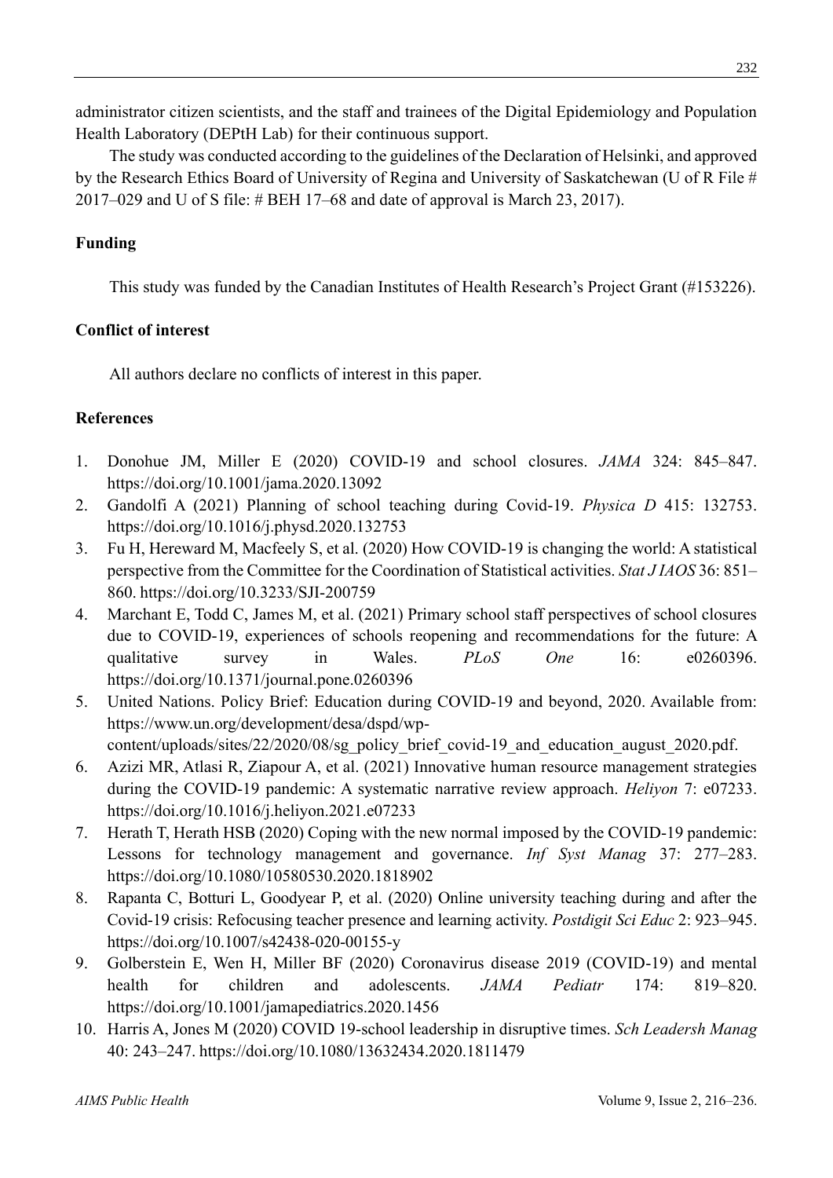administrator citizen scientists, and the staff and trainees of the Digital Epidemiology and Population Health Laboratory (DEPtH Lab) for their continuous support.

The study was conducted according to the guidelines of the Declaration of Helsinki, and approved by the Research Ethics Board of University of Regina and University of Saskatchewan (U of R File # 2017–029 and U of S file: # BEH 17–68 and date of approval is March 23, 2017).

## Funding

This study was funded by the Canadian Institutes of Health Research's Project Grant (#153226).

## Conflict of interest

All authors declare no conflicts of interest in this paper.

## References

1. Donohue JM, Miller E (2020) COVID-19 and school closures. *JAMA* 324: 845–847. https://doi.org/10.1001/jama.2020.13092
2. Gandolfi A (2021) Planning of school teaching during Covid-19. *Physica D* 415: 132753. https://doi.org/10.1016/j.physd.2020.132753
3. Fu H, Hereward M, Macfeely S, et al. (2020) How COVID-19 is changing the world: A statistical perspective from the Committee for the Coordination of Statistical activities. *Stat J IAOS* 36: 851–860. https://doi.org/10.3233/SJI-200759
4. Marchant E, Todd C, James M, et al. (2021) Primary school staff perspectives of school closures due to COVID-19, experiences of schools reopening and recommendations for the future: A qualitative survey in Wales. *PLoS One* 16: e0260396. https://doi.org/10.1371/journal.pone.0260396
5. United Nations. Policy Brief: Education during COVID-19 and beyond, 2020. Available from: https://www.un.org/development/desa/dspd/wp-content/uploads/sites/22/2020/08/sg_policy_brief_covid-19_and_education_august_2020.pdf.
6. Azizi MR, Atlasi R, Ziapour A, et al. (2021) Innovative human resource management strategies during the COVID-19 pandemic: A systematic narrative review approach. *Heliyon* 7: e07233. https://doi.org/10.1016/j.heliyon.2021.e07233
7. Herath T, Herath HSB (2020) Coping with the new normal imposed by the COVID-19 pandemic: Lessons for technology management and governance. *Inf Syst Manag* 37: 277–283. https://doi.org/10.1080/10580530.2020.1818902
8. Rapanta C, Botturi L, Goodyear P, et al. (2020) Online university teaching during and after the Covid-19 crisis: Refocusing teacher presence and learning activity. *Postdigit Sci Educ* 2: 923–945. https://doi.org/10.1007/s42438-020-00155-y
9. Golberstein E, Wen H, Miller BF (2020) Coronavirus disease 2019 (COVID-19) and mental health for children and adolescents. *JAMA Pediatr* 174: 819–820. https://doi.org/10.1001/jamapediatrics.2020.1456
10. Harris A, Jones M (2020) COVID 19-school leadership in disruptive times. *Sch Leadersh Manag* 40: 243–247. https://doi.org/10.1080/13632434.2020.1811479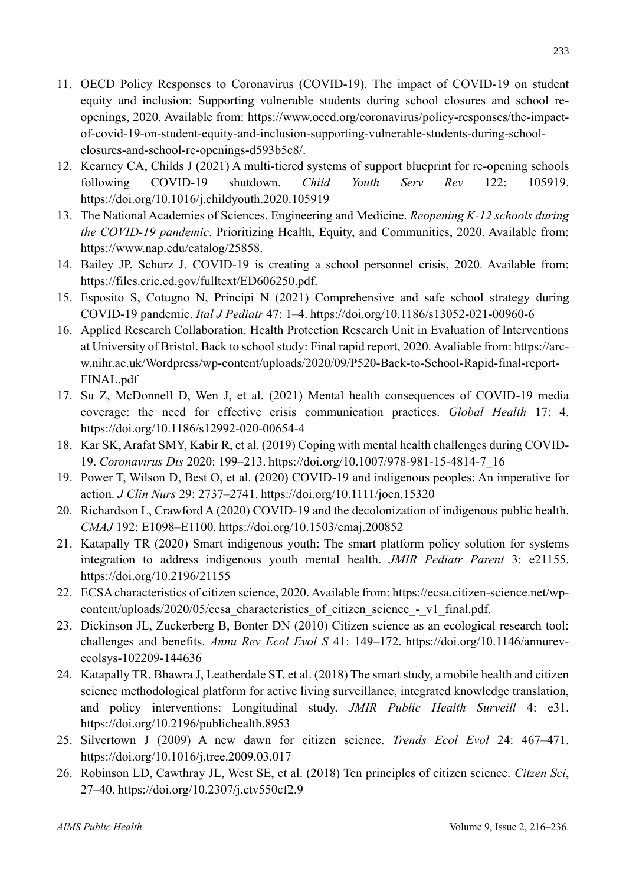11. OECD Policy Responses to Coronavirus (COVID-19). The impact of COVID-19 on student equity and inclusion: Supporting vulnerable students during school closures and school re-openings, 2020. Available from: https://www.oecd.org/coronavirus/policy-responses/the-impact-of-covid-19-on-student-equity-and-inclusion-supporting-vulnerable-students-during-school-closures-and-school-re-openings-d593b5c8/.
12. Kearney CA, Childs J (2021) A multi-tiered systems of support blueprint for re-opening schools following COVID-19 shutdown. *Child Youth Serv Rev* 122: 105919. https://doi.org/10.1016/j.childyouth.2020.105919
13. The National Academies of Sciences, Engineering and Medicine. *Reopening K-12 schools during the COVID-19 pandemic*. Prioritizing Health, Equity, and Communities, 2020. Available from: https://www.nap.edu/catalog/25858.
14. Bailey JP, Schurz J. COVID-19 is creating a school personnel crisis, 2020. Available from: https://files.eric.ed.gov/fulltext/ED606250.pdf.
15. Esposito S, Cotugno N, Principi N (2021) Comprehensive and safe school strategy during COVID-19 pandemic. *Ital J Pediatr* 47: 1–4. https://doi.org/10.1186/s13052-021-00960-6
16. Applied Research Collaboration. Health Protection Research Unit in Evaluation of Interventions at University of Bristol. Back to school study: Final rapid report, 2020. Avaliable from: https://arc-w.nihr.ac.uk/Wordpress/wp-content/uploads/2020/09/P520-Back-to-School-Rapid-final-report-FINAL.pdf
17. Su Z, McDonnell D, Wen J, et al. (2021) Mental health consequences of COVID-19 media coverage: the need for effective crisis communication practices. *Global Health* 17: 4. https://doi.org/10.1186/s12992-020-00654-4
18. Kar SK, Arafat SMY, Kabir R, et al. (2019) Coping with mental health challenges during COVID-19. *Coronavirus Dis* 2020: 199–213. https://doi.org/10.1007/978-981-15-4814-7_16
19. Power T, Wilson D, Best O, et al. (2020) COVID-19 and indigenous peoples: An imperative for action. *J Clin Nurs* 29: 2737–2741. https://doi.org/10.1111/jocn.15320
20. Richardson L, Crawford A (2020) COVID-19 and the decolonization of indigenous public health. *CMAJ* 192: E1098–E1100. https://doi.org/10.1503/cmaj.200852
21. Katapally TR (2020) Smart indigenous youth: The smart platform policy solution for systems integration to address indigenous youth mental health. *JMIR Pediatr Parent* 3: e21155. https://doi.org/10.2196/21155
22. ECSA characteristics of citizen science, 2020. Available from: https://ecsa.citizen-science.net/wp-content/uploads/2020/05/ecsa_characteristics_of_citizen_science_-_v1_final.pdf.
23. Dickinson JL, Zuckerberg B, Bonter DN (2010) Citizen science as an ecological research tool: challenges and benefits. *Annu Rev Ecol Evol S* 41: 149–172. https://doi.org/10.1146/annurev-ecolsys-102209-144636
24. Katapally TR, Bhawra J, Leatherdale ST, et al. (2018) The smart study, a mobile health and citizen science methodological platform for active living surveillance, integrated knowledge translation, and policy interventions: Longitudinal study. *JMIR Public Health Surveill* 4: e31. https://doi.org/10.2196/publichealth.8953
25. Silvertown J (2009) A new dawn for citizen science. *Trends Ecol Evol* 24: 467–471. https://doi.org/10.1016/j.tree.2009.03.017
26. Robinson LD, Cawthray JL, West SE, et al. (2018) Ten principles of citizen science. *Citzen Sci*, 27–40. https://doi.org/10.2307/j.ctv550cf2.9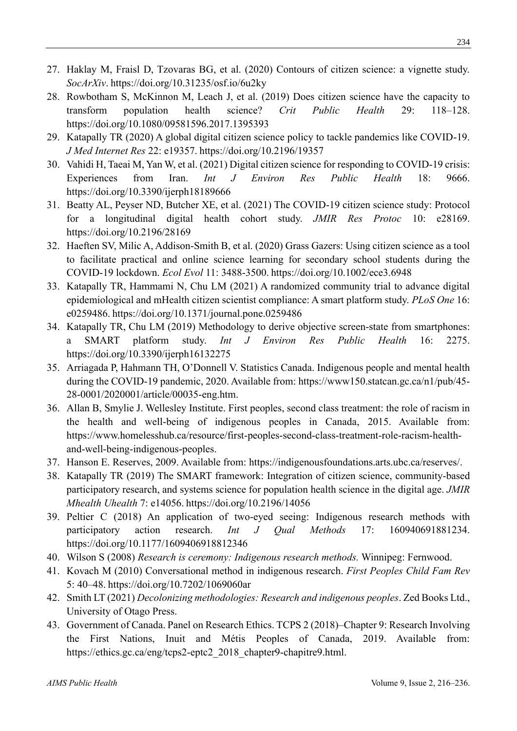27. Haklay M, Fraisl D, Tzovaras BG, et al. (2020) Contours of citizen science: a vignette study. *SocArXiv*. https://doi.org/10.31235/osf.io/6u2ky
28. Rowbotham S, McKinnon M, Leach J, et al. (2019) Does citizen science have the capacity to transform population health science? *Crit Public Health* 29: 118–128. https://doi.org/10.1080/09581596.2017.1395393
29. Katapally TR (2020) A global digital citizen science policy to tackle pandemics like COVID-19. *J Med Internet Res* 22: e19357. https://doi.org/10.2196/19357
30. Vahidi H, Taeai M, Yan W, et al. (2021) Digital citizen science for responding to COVID-19 crisis: Experiences from Iran. *Int J Environ Res Public Health* 18: 9666. https://doi.org/10.3390/ijerph18189666
31. Beatty AL, Peyser ND, Butcher XE, et al. (2021) The COVID-19 citizen science study: Protocol for a longitudinal digital health cohort study. *JMIR Res Protoc* 10: e28169. https://doi.org/10.2196/28169
32. Haeften SV, Milic A, Addison-Smith B, et al. (2020) Grass Gazers: Using citizen science as a tool to facilitate practical and online science learning for secondary school students during the COVID-19 lockdown. *Ecol Evol* 11: 3488-3500. https://doi.org/10.1002/ece3.6948
33. Katapally TR, Hammami N, Chu LM (2021) A randomized community trial to advance digital epidemiological and mHealth citizen scientist compliance: A smart platform study. *PLoS One* 16: e0259486. https://doi.org/10.1371/journal.pone.0259486
34. Katapally TR, Chu LM (2019) Methodology to derive objective screen-state from smartphones: a SMART platform study. *Int J Environ Res Public Health* 16: 2275. https://doi.org/10.3390/ijerph16132275
35. Arriagada P, Hahmann TH, O'Donnell V. Statistics Canada. Indigenous people and mental health during the COVID-19 pandemic, 2020. Available from: https://www150.statcan.gc.ca/n1/pub/45-28-0001/2020001/article/00035-eng.htm.
36. Allan B, Smylie J. Wellesley Institute. First peoples, second class treatment: the role of racism in the health and well-being of indigenous peoples in Canada, 2015. Available from: https://www.homelesshub.ca/resource/first-peoples-second-class-treatment-role-racism-health-and-well-being-indigenous-peoples.
37. Hanson E. Reserves, 2009. Available from: https://indigenousfoundations.arts.ubc.ca/reserves/.
38. Katapally TR (2019) The SMART framework: Integration of citizen science, community-based participatory research, and systems science for population health science in the digital age. *JMIR Mhealth Uhealth* 7: e14056. https://doi.org/10.2196/14056
39. Peltier C (2018) An application of two-eyed seeing: Indigenous research methods with participatory action research. *Int J Qual Methods* 17: 160940691881234. https://doi.org/10.1177/1609406918812346
40. Wilson S (2008) *Research is ceremony: Indigenous research methods.* Winnipeg: Fernwood.
41. Kovach M (2010) Conversational method in indigenous research. *First Peoples Child Fam Rev* 5: 40–48. https://doi.org/10.7202/1069060ar
42. Smith LT (2021) *Decolonizing methodologies: Research and indigenous peoples*. Zed Books Ltd., University of Otago Press.
43. Government of Canada. Panel on Research Ethics. TCPS 2 (2018)–Chapter 9: Research Involving the First Nations, Inuit and Métis Peoples of Canada, 2019. Available from: https://ethics.gc.ca/eng/tcps2-eptc2_2018_chapter9-chapitre9.html.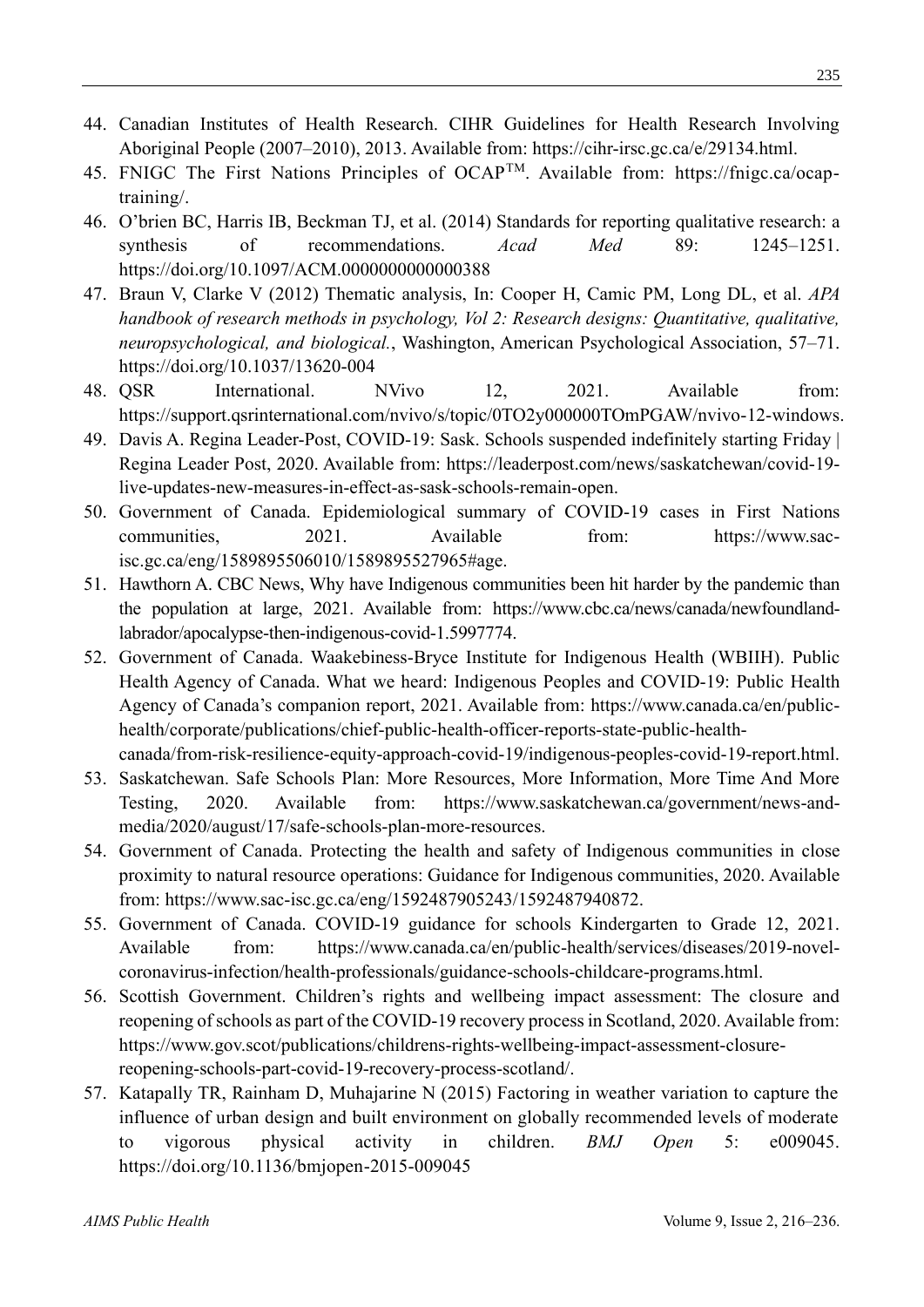44. Canadian Institutes of Health Research. CIHR Guidelines for Health Research Involving Aboriginal People (2007–2010), 2013. Available from: https://cihr-irsc.gc.ca/e/29134.html.
45. FNIGC The First Nations Principles of OCAP™. Available from: https://fnigc.ca/ocap-training/.
46. O'brien BC, Harris IB, Beckman TJ, et al. (2014) Standards for reporting qualitative research: a synthesis of recommendations. *Acad Med* 89: 1245–1251. https://doi.org/10.1097/ACM.0000000000000388
47. Braun V, Clarke V (2012) Thematic analysis, In: Cooper H, Camic PM, Long DL, et al. *APA handbook of research methods in psychology, Vol 2: Research designs: Quantitative, qualitative, neuropsychological, and biological.*, Washington, American Psychological Association, 57–71. https://doi.org/10.1037/13620-004
48. QSR International. NVivo 12, 2021. Available from: https://support.qsrinternational.com/nvivo/s/topic/0TO2y000000TOmPGAW/nvivo-12-windows.
49. Davis A. Regina Leader-Post, COVID-19: Sask. Schools suspended indefinitely starting Friday | Regina Leader Post, 2020. Available from: https://leaderpost.com/news/saskatchewan/covid-19-live-updates-new-measures-in-effect-as-sask-schools-remain-open.
50. Government of Canada. Epidemiological summary of COVID-19 cases in First Nations communities, 2021. Available from: https://www.sac-isc.gc.ca/eng/1589895506010/1589895527965#age.
51. Hawthorn A. CBC News, Why have Indigenous communities been hit harder by the pandemic than the population at large, 2021. Available from: https://www.cbc.ca/news/canada/newfoundland-labrador/apocalypse-then-indigenous-covid-1.5997774.
52. Government of Canada. Waakebiness-Bryce Institute for Indigenous Health (WBIIH). Public Health Agency of Canada. What we heard: Indigenous Peoples and COVID-19: Public Health Agency of Canada's companion report, 2021. Available from: https://www.canada.ca/en/public-health/corporate/publications/chief-public-health-officer-reports-state-public-health-canada/from-risk-resilience-equity-approach-covid-19/indigenous-peoples-covid-19-report.html.
53. Saskatchewan. Safe Schools Plan: More Resources, More Information, More Time And More Testing, 2020. Available from: https://www.saskatchewan.ca/government/news-and-media/2020/august/17/safe-schools-plan-more-resources.
54. Government of Canada. Protecting the health and safety of Indigenous communities in close proximity to natural resource operations: Guidance for Indigenous communities, 2020. Available from: https://www.sac-isc.gc.ca/eng/1592487905243/1592487940872.
55. Government of Canada. COVID-19 guidance for schools Kindergarten to Grade 12, 2021. Available from: https://www.canada.ca/en/public-health/services/diseases/2019-novel-coronavirus-infection/health-professionals/guidance-schools-childcare-programs.html.
56. Scottish Government. Children's rights and wellbeing impact assessment: The closure and reopening of schools as part of the COVID-19 recovery process in Scotland, 2020. Available from: https://www.gov.scot/publications/childrens-rights-wellbeing-impact-assessment-closure-reopening-schools-part-covid-19-recovery-process-scotland/.
57. Katapally TR, Rainham D, Muhajarine N (2015) Factoring in weather variation to capture the influence of urban design and built environment on globally recommended levels of moderate to vigorous physical activity in children. *BMJ Open* 5: e009045. https://doi.org/10.1136/bmjopen-2015-009045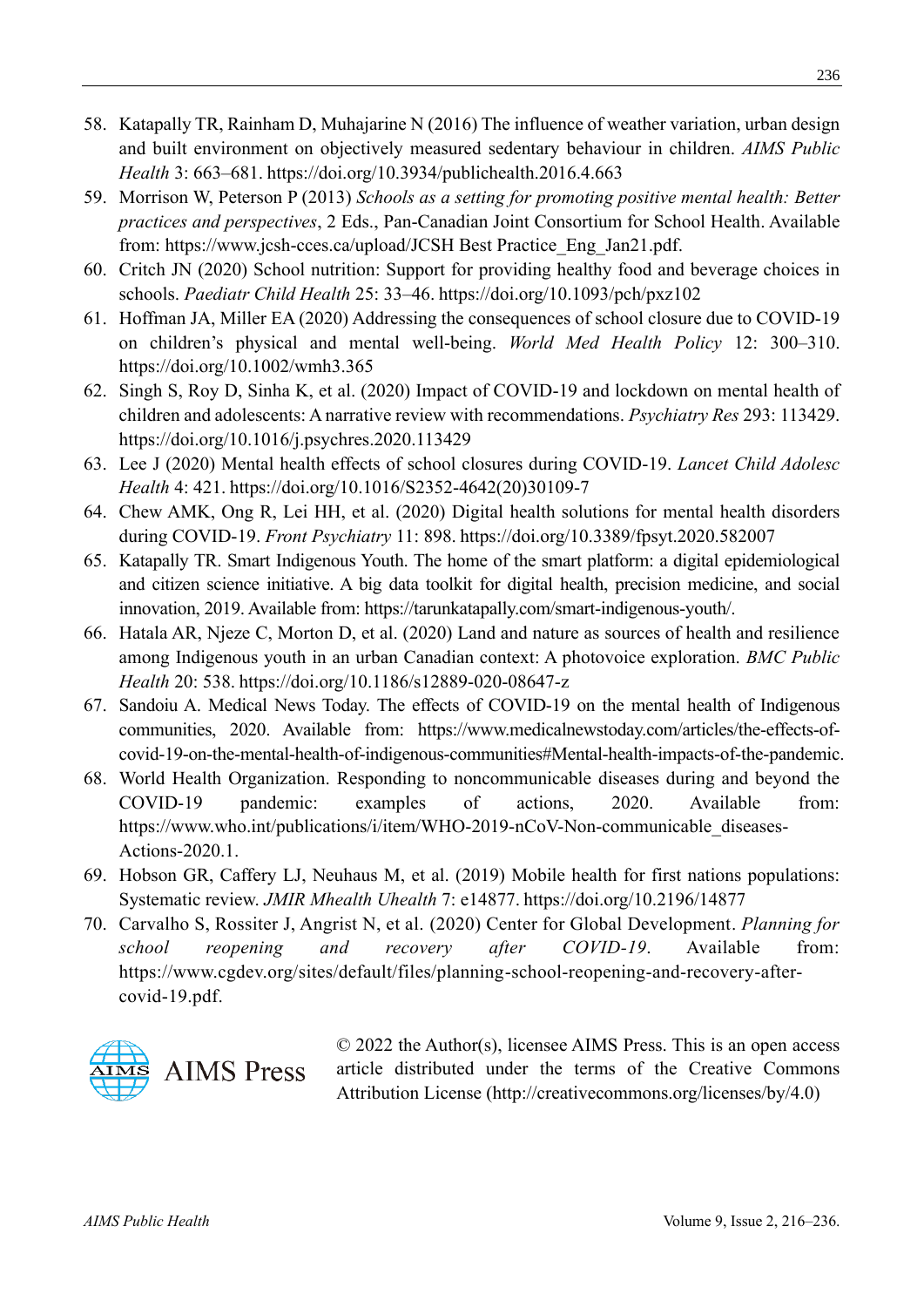58. Katapally TR, Rainham D, Muhajarine N (2016) The influence of weather variation, urban design and built environment on objectively measured sedentary behaviour in children. *AIMS Public Health* 3: 663–681. https://doi.org/10.3934/publichealth.2016.4.663
59. Morrison W, Peterson P (2013) *Schools as a setting for promoting positive mental health: Better practices and perspectives*, 2 Eds., Pan-Canadian Joint Consortium for School Health. Available from: https://www.jcsh-cces.ca/upload/JCSH Best Practice_Eng_Jan21.pdf.
60. Critch JN (2020) School nutrition: Support for providing healthy food and beverage choices in schools. *Paediatr Child Health* 25: 33–46. https://doi.org/10.1093/pch/pxz102
61. Hoffman JA, Miller EA (2020) Addressing the consequences of school closure due to COVID-19 on children's physical and mental well-being. *World Med Health Policy* 12: 300–310. https://doi.org/10.1002/wmh3.365
62. Singh S, Roy D, Sinha K, et al. (2020) Impact of COVID-19 and lockdown on mental health of children and adolescents: A narrative review with recommendations. *Psychiatry Res* 293: 113429. https://doi.org/10.1016/j.psychres.2020.113429
63. Lee J (2020) Mental health effects of school closures during COVID-19. *Lancet Child Adolesc Health* 4: 421. https://doi.org/10.1016/S2352-4642(20)30109-7
64. Chew AMK, Ong R, Lei HH, et al. (2020) Digital health solutions for mental health disorders during COVID-19. *Front Psychiatry* 11: 898. https://doi.org/10.3389/fpsyt.2020.582007
65. Katapally TR. Smart Indigenous Youth. The home of the smart platform: a digital epidemiological and citizen science initiative. A big data toolkit for digital health, precision medicine, and social innovation, 2019. Available from: https://tarunkatapally.com/smart-indigenous-youth/.
66. Hatala AR, Njeze C, Morton D, et al. (2020) Land and nature as sources of health and resilience among Indigenous youth in an urban Canadian context: A photovoice exploration. *BMC Public Health* 20: 538. https://doi.org/10.1186/s12889-020-08647-z
67. Sandoiu A. Medical News Today. The effects of COVID-19 on the mental health of Indigenous communities, 2020. Available from: https://www.medicalnewstoday.com/articles/the-effects-of-covid-19-on-the-mental-health-of-indigenous-communities#Mental-health-impacts-of-the-pandemic.
68. World Health Organization. Responding to noncommunicable diseases during and beyond the COVID-19 pandemic: examples of actions, 2020. Available from: https://www.who.int/publications/i/item/WHO-2019-nCoV-Non-communicable_diseases-Actions-2020.1.
69. Hobson GR, Caffery LJ, Neuhaus M, et al. (2019) Mobile health for first nations populations: Systematic review. *JMIR Mhealth Uhealth* 7: e14877. https://doi.org/10.2196/14877
70. Carvalho S, Rossiter J, Angrist N, et al. (2020) Center for Global Development. *Planning for school reopening and recovery after COVID-19*. Available from: https://www.cgdev.org/sites/default/files/planning-school-reopening-and-recovery-after-covid-19.pdf.

AIMS Press

© 2022 the Author(s), licensee AIMS Press. This is an open access article distributed under the terms of the Creative Commons Attribution License (http://creativecommons.org/licenses/by/4.0)